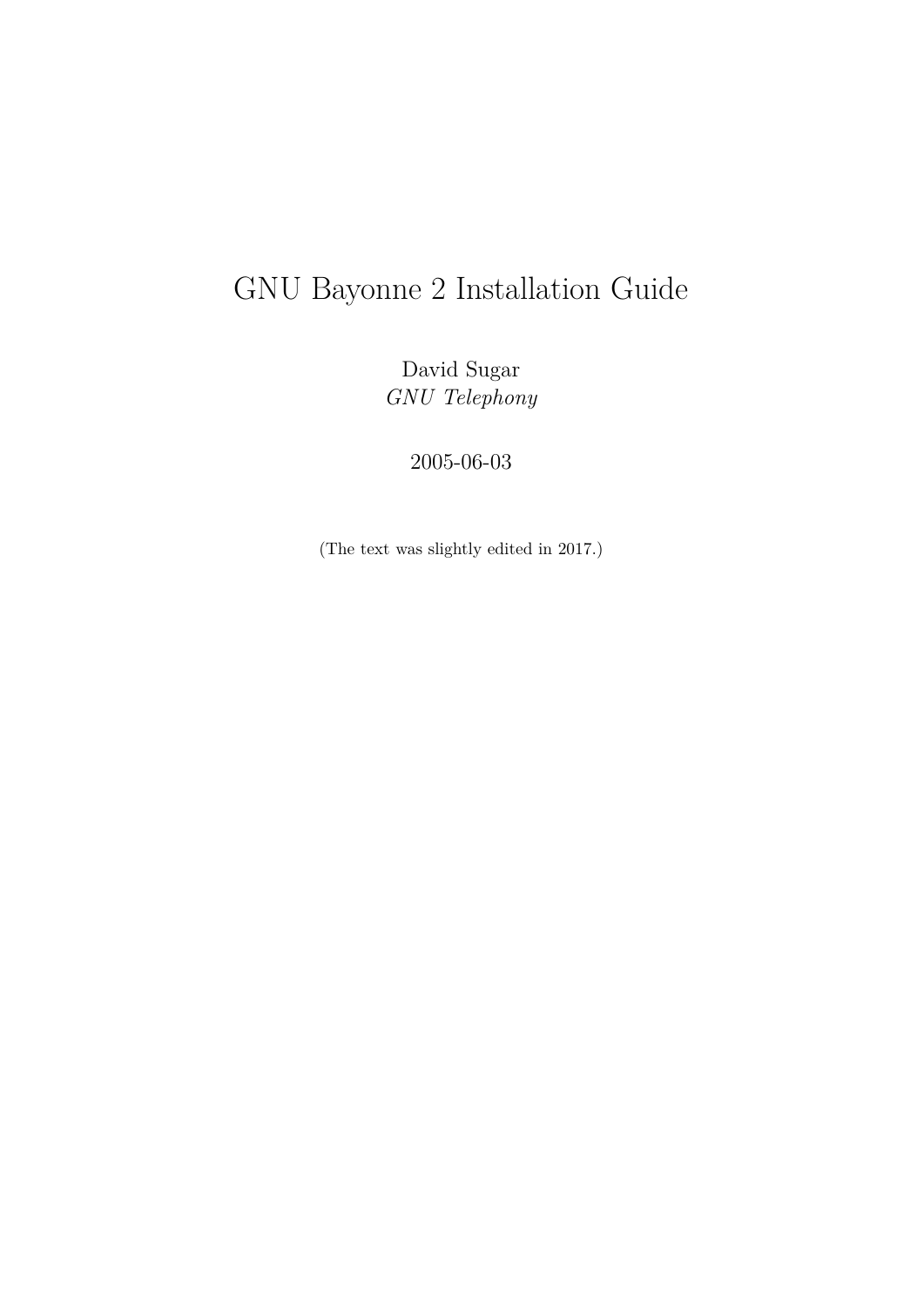# GNU Bayonne 2 Installation Guide

David Sugar
*GNU Telephony*

2005-06-03

(The text was slightly edited in 2017.)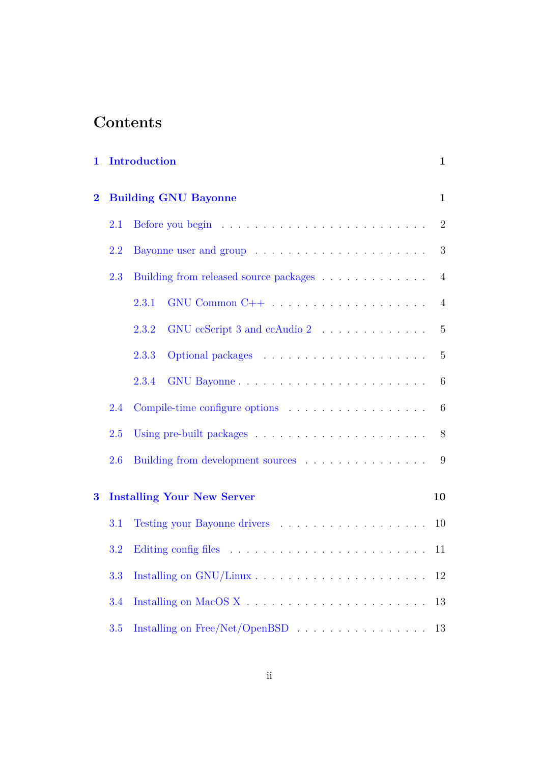# Contents

**1 Introduction** **1**

**2 Building GNU Bayonne** **1**

- 2.1 Before you begin . . . . . . . . . . . . . . . . . . . . . . . . 2
- 2.2 Bayonne user and group . . . . . . . . . . . . . . . . . . . . . 3
- 2.3 Building from released source packages . . . . . . . . . . . . . 4
  - 2.3.1 GNU Common C++ . . . . . . . . . . . . . . . . . . . 4
  - 2.3.2 GNU ccScript 3 and ccAudio 2 . . . . . . . . . . . . . 5
  - 2.3.3 Optional packages . . . . . . . . . . . . . . . . . . . 5
  - 2.3.4 GNU Bayonne . . . . . . . . . . . . . . . . . . . . . . 6
- 2.4 Compile-time configure options . . . . . . . . . . . . . . . . . 6
- 2.5 Using pre-built packages . . . . . . . . . . . . . . . . . . . . 8
- 2.6 Building from development sources . . . . . . . . . . . . . . . 9

**3 Installing Your New Server** **10**

- 3.1 Testing your Bayonne drivers . . . . . . . . . . . . . . . . . . 10
- 3.2 Editing config files . . . . . . . . . . . . . . . . . . . . . . . 11
- 3.3 Installing on GNU/Linux . . . . . . . . . . . . . . . . . . . . 12
- 3.4 Installing on MacOS X . . . . . . . . . . . . . . . . . . . . . 13
- 3.5 Installing on Free/Net/OpenBSD . . . . . . . . . . . . . . . . 13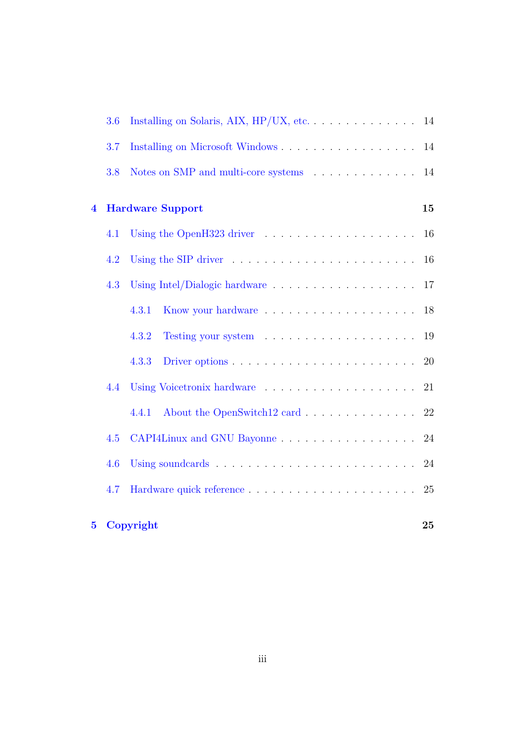- 3.6 Installing on Solaris, AIX, HP/UX, etc. . . . . . . . . . . . . . . 14
- 3.7 Installing on Microsoft Windows . . . . . . . . . . . . . . . . . 14
- 3.8 Notes on SMP and multi-core systems . . . . . . . . . . . . . 14

**4 Hardware Support 15**

- 4.1 Using the OpenH323 driver . . . . . . . . . . . . . . . . . . . 16
- 4.2 Using the SIP driver . . . . . . . . . . . . . . . . . . . . . . 16
- 4.3 Using Intel/Dialogic hardware . . . . . . . . . . . . . . . . . 17
  - 4.3.1 Know your hardware . . . . . . . . . . . . . . . . . . 18
  - 4.3.2 Testing your system . . . . . . . . . . . . . . . . . . 19
  - 4.3.3 Driver options . . . . . . . . . . . . . . . . . . . . . 20
- 4.4 Using Voicetronix hardware . . . . . . . . . . . . . . . . . . 21
  - 4.4.1 About the OpenSwitch12 card . . . . . . . . . . . . . 22
- 4.5 CAPI4Linux and GNU Bayonne . . . . . . . . . . . . . . . . . 24
- 4.6 Using soundcards . . . . . . . . . . . . . . . . . . . . . . . . 24
- 4.7 Hardware quick reference . . . . . . . . . . . . . . . . . . . . 25

**5 Copyright 25**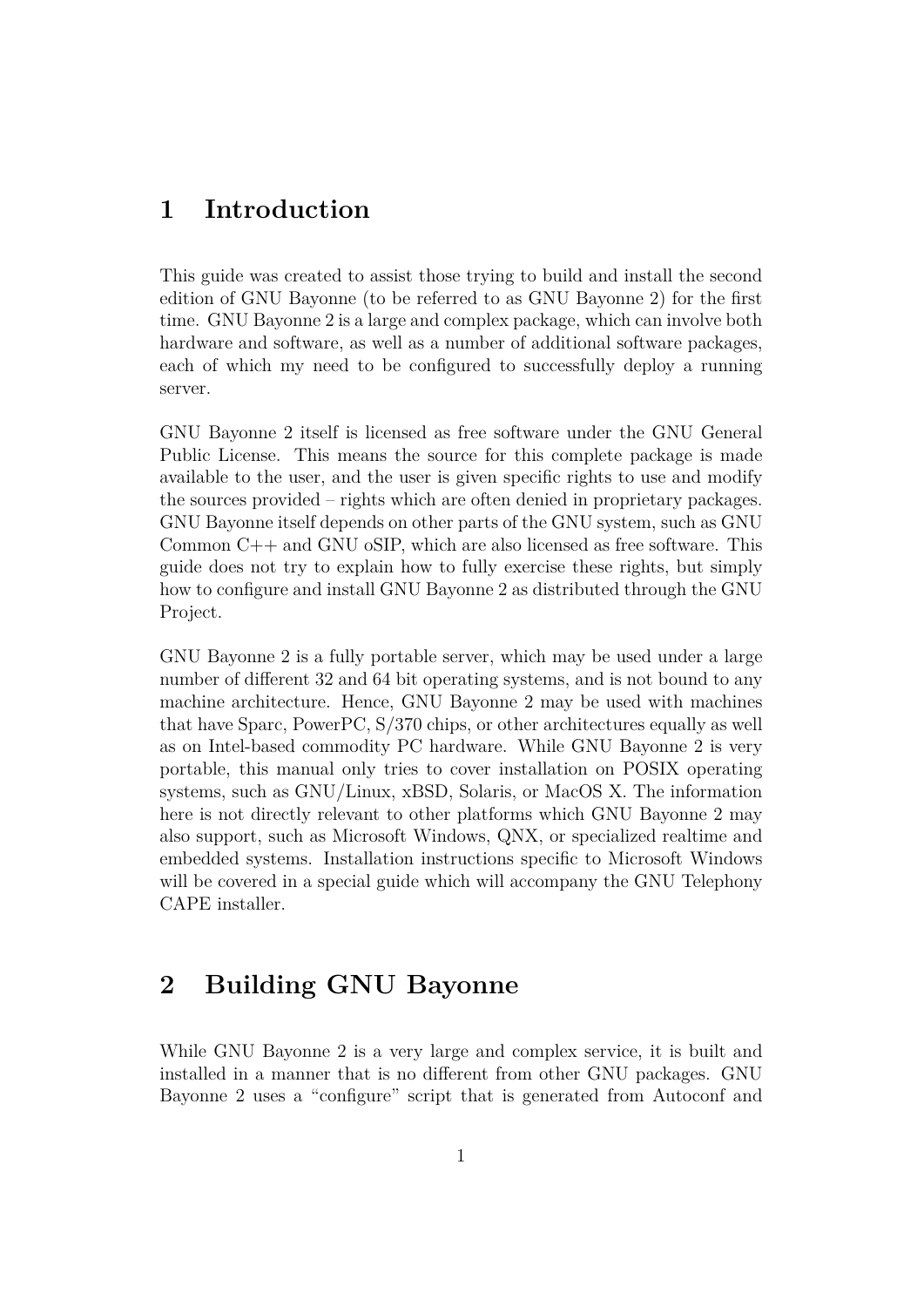# 1 Introduction

This guide was created to assist those trying to build and install the second edition of GNU Bayonne (to be referred to as GNU Bayonne 2) for the first time. GNU Bayonne 2 is a large and complex package, which can involve both hardware and software, as well as a number of additional software packages, each of which my need to be configured to successfully deploy a running server.

GNU Bayonne 2 itself is licensed as free software under the GNU General Public License. This means the source for this complete package is made available to the user, and the user is given specific rights to use and modify the sources provided – rights which are often denied in proprietary packages. GNU Bayonne itself depends on other parts of the GNU system, such as GNU Common C++ and GNU oSIP, which are also licensed as free software. This guide does not try to explain how to fully exercise these rights, but simply how to configure and install GNU Bayonne 2 as distributed through the GNU Project.

GNU Bayonne 2 is a fully portable server, which may be used under a large number of different 32 and 64 bit operating systems, and is not bound to any machine architecture. Hence, GNU Bayonne 2 may be used with machines that have Sparc, PowerPC, S/370 chips, or other architectures equally as well as on Intel-based commodity PC hardware. While GNU Bayonne 2 is very portable, this manual only tries to cover installation on POSIX operating systems, such as GNU/Linux, xBSD, Solaris, or MacOS X. The information here is not directly relevant to other platforms which GNU Bayonne 2 may also support, such as Microsoft Windows, QNX, or specialized realtime and embedded systems. Installation instructions specific to Microsoft Windows will be covered in a special guide which will accompany the GNU Telephony CAPE installer.

# 2 Building GNU Bayonne

While GNU Bayonne 2 is a very large and complex service, it is built and installed in a manner that is no different from other GNU packages. GNU Bayonne 2 uses a "configure" script that is generated from Autoconf and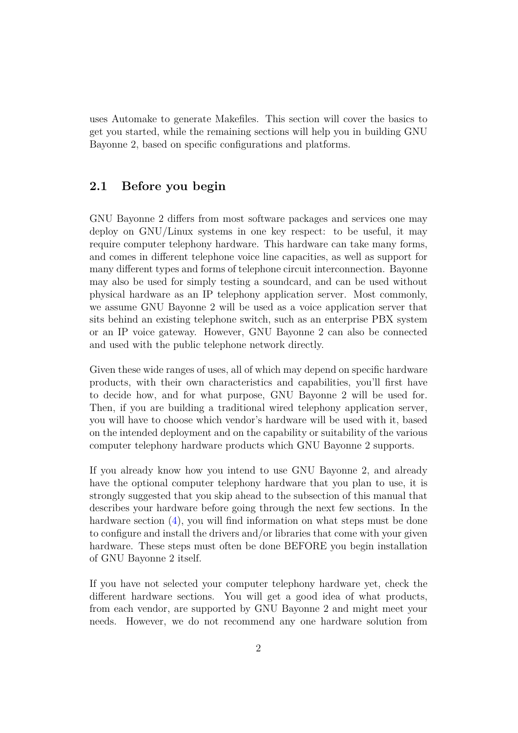uses Automake to generate Makefiles. This section will cover the basics to get you started, while the remaining sections will help you in building GNU Bayonne 2, based on specific configurations and platforms.

## 2.1 Before you begin

GNU Bayonne 2 differs from most software packages and services one may deploy on GNU/Linux systems in one key respect: to be useful, it may require computer telephony hardware. This hardware can take many forms, and comes in different telephone voice line capacities, as well as support for many different types and forms of telephone circuit interconnection. Bayonne may also be used for simply testing a soundcard, and can be used without physical hardware as an IP telephony application server. Most commonly, we assume GNU Bayonne 2 will be used as a voice application server that sits behind an existing telephone switch, such as an enterprise PBX system or an IP voice gateway. However, GNU Bayonne 2 can also be connected and used with the public telephone network directly.

Given these wide ranges of uses, all of which may depend on specific hardware products, with their own characteristics and capabilities, you'll first have to decide how, and for what purpose, GNU Bayonne 2 will be used for. Then, if you are building a traditional wired telephony application server, you will have to choose which vendor's hardware will be used with it, based on the intended deployment and on the capability or suitability of the various computer telephony hardware products which GNU Bayonne 2 supports.

If you already know how you intend to use GNU Bayonne 2, and already have the optional computer telephony hardware that you plan to use, it is strongly suggested that you skip ahead to the subsection of this manual that describes your hardware before going through the next few sections. In the hardware section (4), you will find information on what steps must be done to configure and install the drivers and/or libraries that come with your given hardware. These steps must often be done BEFORE you begin installation of GNU Bayonne 2 itself.

If you have not selected your computer telephony hardware yet, check the different hardware sections. You will get a good idea of what products, from each vendor, are supported by GNU Bayonne 2 and might meet your needs. However, we do not recommend any one hardware solution from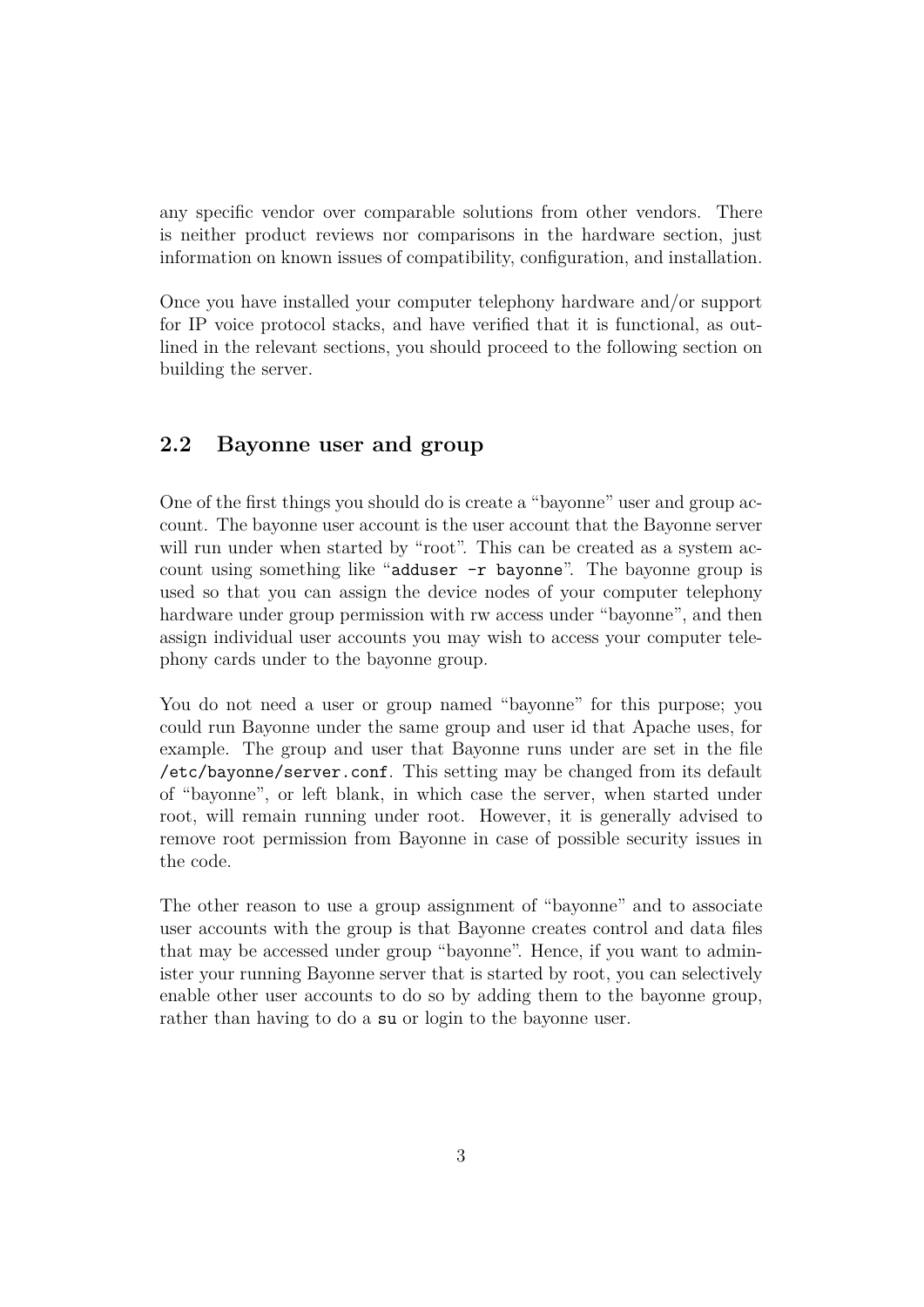any specific vendor over comparable solutions from other vendors. There is neither product reviews nor comparisons in the hardware section, just information on known issues of compatibility, configuration, and installation.

Once you have installed your computer telephony hardware and/or support for IP voice protocol stacks, and have verified that it is functional, as outlined in the relevant sections, you should proceed to the following section on building the server.

## 2.2 Bayonne user and group

One of the first things you should do is create a "bayonne" user and group account. The bayonne user account is the user account that the Bayonne server will run under when started by "root". This can be created as a system account using something like "`adduser -r bayonne`". The bayonne group is used so that you can assign the device nodes of your computer telephony hardware under group permission with rw access under "bayonne", and then assign individual user accounts you may wish to access your computer telephony cards under to the bayonne group.

You do not need a user or group named "bayonne" for this purpose; you could run Bayonne under the same group and user id that Apache uses, for example. The group and user that Bayonne runs under are set in the file `/etc/bayonne/server.conf`. This setting may be changed from its default of "bayonne", or left blank, in which case the server, when started under root, will remain running under root. However, it is generally advised to remove root permission from Bayonne in case of possible security issues in the code.

The other reason to use a group assignment of "bayonne" and to associate user accounts with the group is that Bayonne creates control and data files that may be accessed under group "bayonne". Hence, if you want to administer your running Bayonne server that is started by root, you can selectively enable other user accounts to do so by adding them to the bayonne group, rather than having to do a `su` or login to the bayonne user.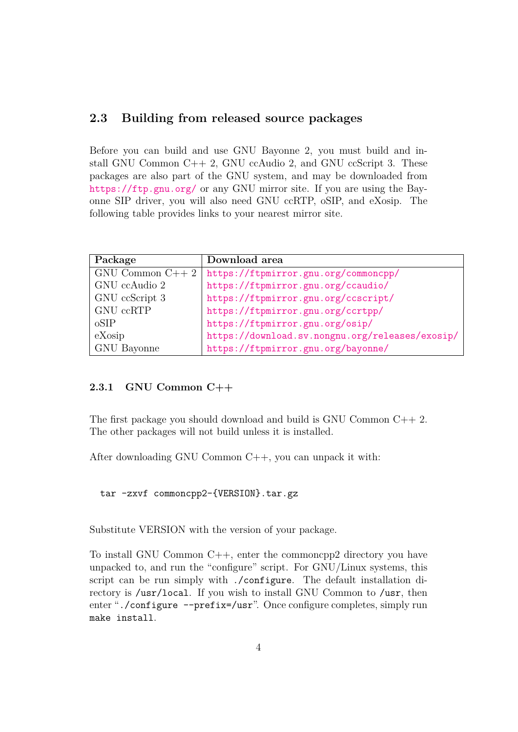## 2.3 Building from released source packages

Before you can build and use GNU Bayonne 2, you must build and install GNU Common C++ 2, GNU ccAudio 2, and GNU ccScript 3. These packages are also part of the GNU system, and may be downloaded from https://ftp.gnu.org/ or any GNU mirror site. If you are using the Bayonne SIP driver, you will also need GNU ccRTP, oSIP, and eXosip. The following table provides links to your nearest mirror site.

| Package | Download area |
|---|---|
| GNU Common C++ 2 | https://ftpmirror.gnu.org/commoncpp/ |
| GNU ccAudio 2 | https://ftpmirror.gnu.org/ccaudio/ |
| GNU ccScript 3 | https://ftpmirror.gnu.org/ccscript/ |
| GNU ccRTP | https://ftpmirror.gnu.org/ccrtpp/ |
| oSIP | https://ftpmirror.gnu.org/osip/ |
| eXosip | https://download.sv.nongnu.org/releases/exosip/ |
| GNU Bayonne | https://ftpmirror.gnu.org/bayonne/ |

### 2.3.1 GNU Common C++

The first package you should download and build is GNU Common C++ 2. The other packages will not build unless it is installed.

After downloading GNU Common C++, you can unpack it with:

```
tar -zxvf commoncpp2-{VERSION}.tar.gz
```

Substitute VERSION with the version of your package.

To install GNU Common C++, enter the commoncpp2 directory you have unpacked to, and run the "configure" script. For GNU/Linux systems, this script can be run simply with `./configure`. The default installation directory is `/usr/local`. If you wish to install GNU Common to `/usr`, then enter "`./configure --prefix=/usr`". Once configure completes, simply run `make install`.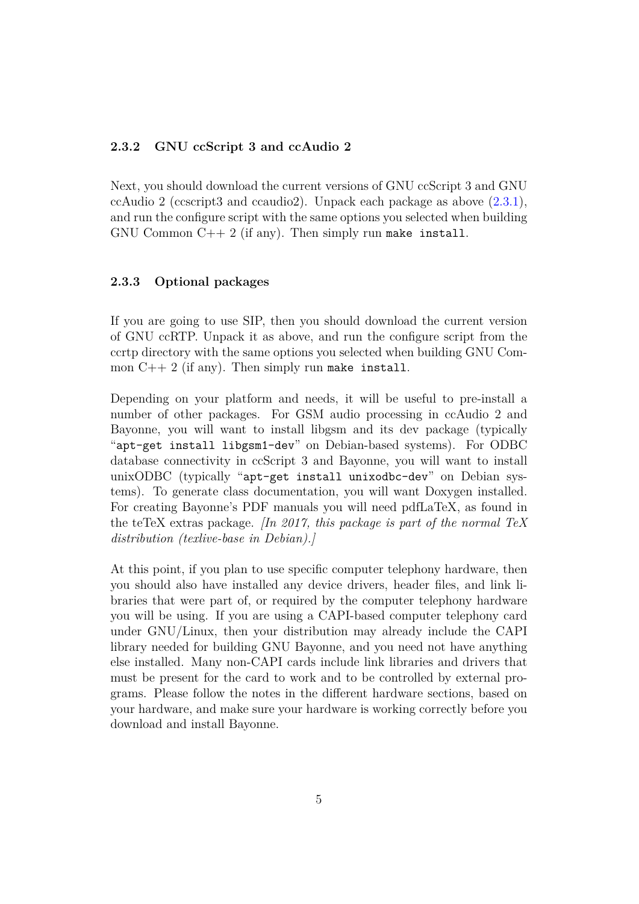### 2.3.2 GNU ccScript 3 and ccAudio 2

Next, you should download the current versions of GNU ccScript 3 and GNU ccAudio 2 (ccscript3 and ccaudio2). Unpack each package as above (2.3.1), and run the configure script with the same options you selected when building GNU Common C++ 2 (if any). Then simply run `make install`.

### 2.3.3 Optional packages

If you are going to use SIP, then you should download the current version of GNU ccRTP. Unpack it as above, and run the configure script from the ccrtp directory with the same options you selected when building GNU Common C++ 2 (if any). Then simply run `make install`.

Depending on your platform and needs, it will be useful to pre-install a number of other packages. For GSM audio processing in ccAudio 2 and Bayonne, you will want to install libgsm and its dev package (typically "`apt-get install libgsm1-dev`" on Debian-based systems). For ODBC database connectivity in ccScript 3 and Bayonne, you will want to install unixODBC (typically "`apt-get install unixodbc-dev`" on Debian systems). To generate class documentation, you will want Doxygen installed. For creating Bayonne's PDF manuals you will need pdfLaTeX, as found in the teTeX extras package. *[In 2017, this package is part of the normal TeX distribution (texlive-base in Debian).]*

At this point, if you plan to use specific computer telephony hardware, then you should also have installed any device drivers, header files, and link libraries that were part of, or required by the computer telephony hardware you will be using. If you are using a CAPI-based computer telephony card under GNU/Linux, then your distribution may already include the CAPI library needed for building GNU Bayonne, and you need not have anything else installed. Many non-CAPI cards include link libraries and drivers that must be present for the card to work and to be controlled by external programs. Please follow the notes in the different hardware sections, based on your hardware, and make sure your hardware is working correctly before you download and install Bayonne.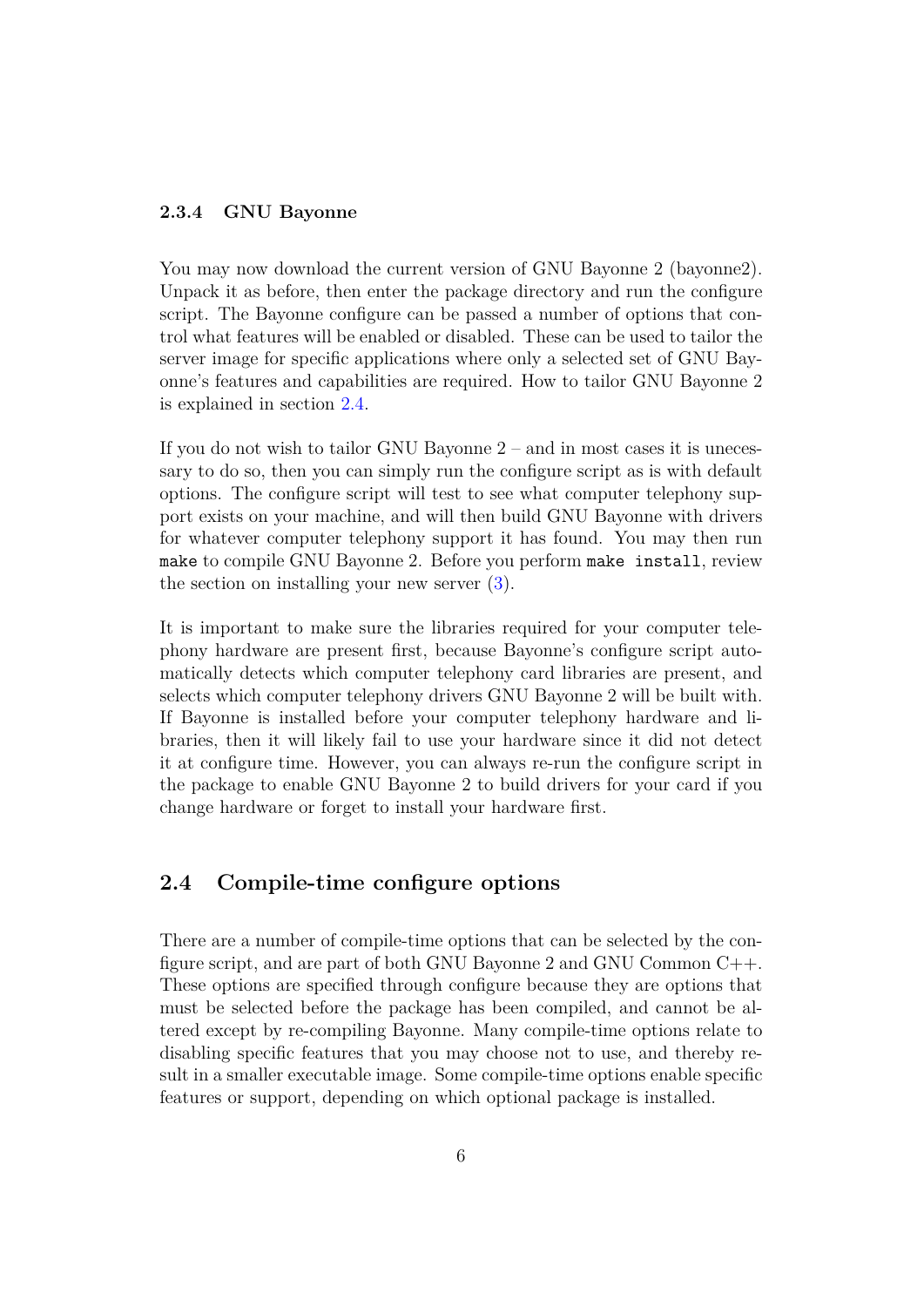#### 2.3.4 GNU Bayonne

You may now download the current version of GNU Bayonne 2 (bayonne2). Unpack it as before, then enter the package directory and run the configure script. The Bayonne configure can be passed a number of options that control what features will be enabled or disabled. These can be used to tailor the server image for specific applications where only a selected set of GNU Bayonne's features and capabilities are required. How to tailor GNU Bayonne 2 is explained in section 2.4.

If you do not wish to tailor GNU Bayonne 2 – and in most cases it is unecessary to do so, then you can simply run the configure script as is with default options. The configure script will test to see what computer telephony support exists on your machine, and will then build GNU Bayonne with drivers for whatever computer telephony support it has found. You may then run `make` to compile GNU Bayonne 2. Before you perform `make install`, review the section on installing your new server (3).

It is important to make sure the libraries required for your computer telephony hardware are present first, because Bayonne's configure script automatically detects which computer telephony card libraries are present, and selects which computer telephony drivers GNU Bayonne 2 will be built with. If Bayonne is installed before your computer telephony hardware and libraries, then it will likely fail to use your hardware since it did not detect it at configure time. However, you can always re-run the configure script in the package to enable GNU Bayonne 2 to build drivers for your card if you change hardware or forget to install your hardware first.

### 2.4 Compile-time configure options

There are a number of compile-time options that can be selected by the configure script, and are part of both GNU Bayonne 2 and GNU Common C++. These options are specified through configure because they are options that must be selected before the package has been compiled, and cannot be altered except by re-compiling Bayonne. Many compile-time options relate to disabling specific features that you may choose not to use, and thereby result in a smaller executable image. Some compile-time options enable specific features or support, depending on which optional package is installed.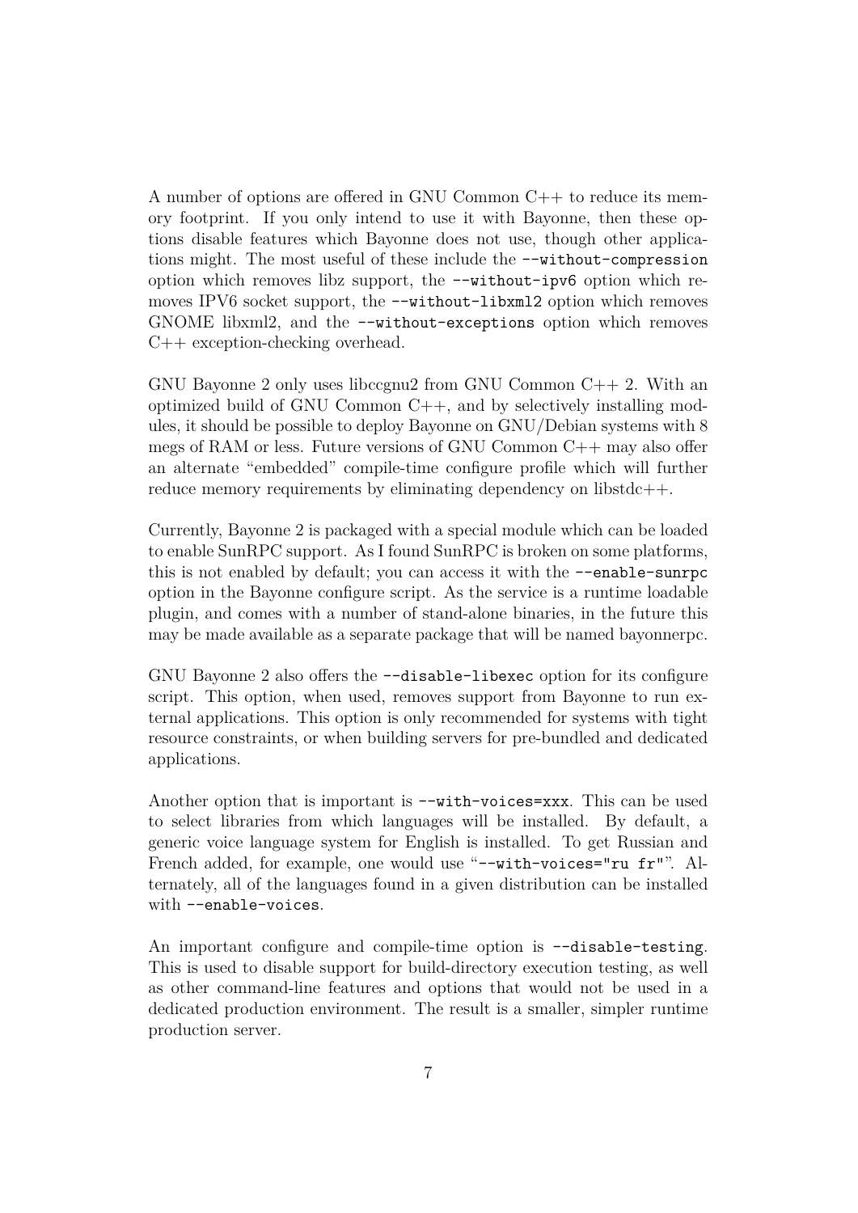A number of options are offered in GNU Common C++ to reduce its memory footprint. If you only intend to use it with Bayonne, then these options disable features which Bayonne does not use, though other applications might. The most useful of these include the `--without-compression` option which removes libz support, the `--without-ipv6` option which removes IPV6 socket support, the `--without-libxml2` option which removes GNOME libxml2, and the `--without-exceptions` option which removes C++ exception-checking overhead.

GNU Bayonne 2 only uses libccgnu2 from GNU Common C++ 2. With an optimized build of GNU Common C++, and by selectively installing modules, it should be possible to deploy Bayonne on GNU/Debian systems with 8 megs of RAM or less. Future versions of GNU Common C++ may also offer an alternate "embedded" compile-time configure profile which will further reduce memory requirements by eliminating dependency on libstdc++.

Currently, Bayonne 2 is packaged with a special module which can be loaded to enable SunRPC support. As I found SunRPC is broken on some platforms, this is not enabled by default; you can access it with the `--enable-sunrpc` option in the Bayonne configure script. As the service is a runtime loadable plugin, and comes with a number of stand-alone binaries, in the future this may be made available as a separate package that will be named bayonnerpc.

GNU Bayonne 2 also offers the `--disable-libexec` option for its configure script. This option, when used, removes support from Bayonne to run external applications. This option is only recommended for systems with tight resource constraints, or when building servers for pre-bundled and dedicated applications.

Another option that is important is `--with-voices=xxx`. This can be used to select libraries from which languages will be installed. By default, a generic voice language system for English is installed. To get Russian and French added, for example, one would use "`--with-voices="ru fr"`". Alternately, all of the languages found in a given distribution can be installed with `--enable-voices`.

An important configure and compile-time option is `--disable-testing`. This is used to disable support for build-directory execution testing, as well as other command-line features and options that would not be used in a dedicated production environment. The result is a smaller, simpler runtime production server.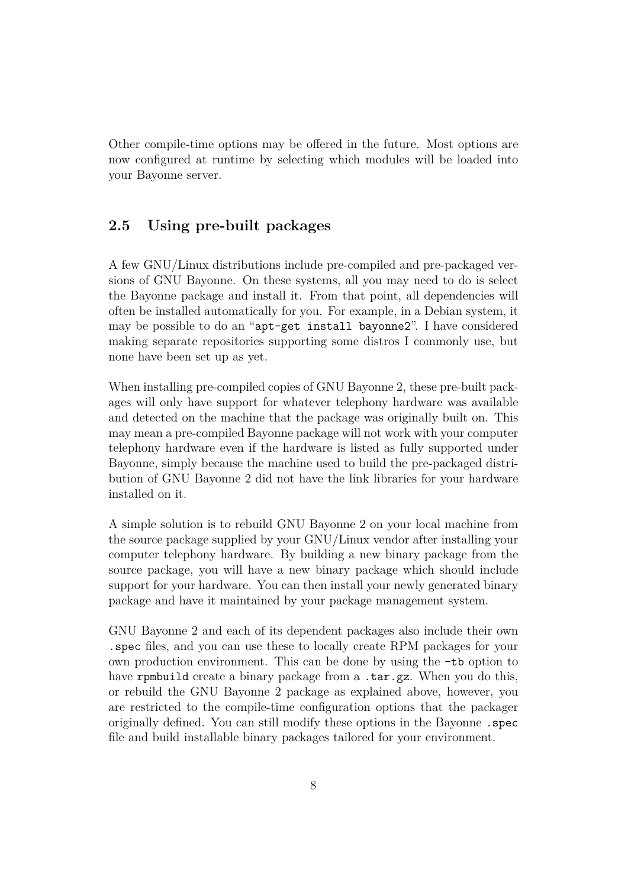Other compile-time options may be offered in the future. Most options are now configured at runtime by selecting which modules will be loaded into your Bayonne server.

## 2.5 Using pre-built packages

A few GNU/Linux distributions include pre-compiled and pre-packaged versions of GNU Bayonne. On these systems, all you may need to do is select the Bayonne package and install it. From that point, all dependencies will often be installed automatically for you. For example, in a Debian system, it may be possible to do an "`apt-get install bayonne2`". I have considered making separate repositories supporting some distros I commonly use, but none have been set up as yet.

When installing pre-compiled copies of GNU Bayonne 2, these pre-built packages will only have support for whatever telephony hardware was available and detected on the machine that the package was originally built on. This may mean a pre-compiled Bayonne package will not work with your computer telephony hardware even if the hardware is listed as fully supported under Bayonne, simply because the machine used to build the pre-packaged distribution of GNU Bayonne 2 did not have the link libraries for your hardware installed on it.

A simple solution is to rebuild GNU Bayonne 2 on your local machine from the source package supplied by your GNU/Linux vendor after installing your computer telephony hardware. By building a new binary package from the source package, you will have a new binary package which should include support for your hardware. You can then install your newly generated binary package and have it maintained by your package management system.

GNU Bayonne 2 and each of its dependent packages also include their own `.spec` files, and you can use these to locally create RPM packages for your own production environment. This can be done by using the `-tb` option to have `rpmbuild` create a binary package from a `.tar.gz`. When you do this, or rebuild the GNU Bayonne 2 package as explained above, however, you are restricted to the compile-time configuration options that the packager originally defined. You can still modify these options in the Bayonne `.spec` file and build installable binary packages tailored for your environment.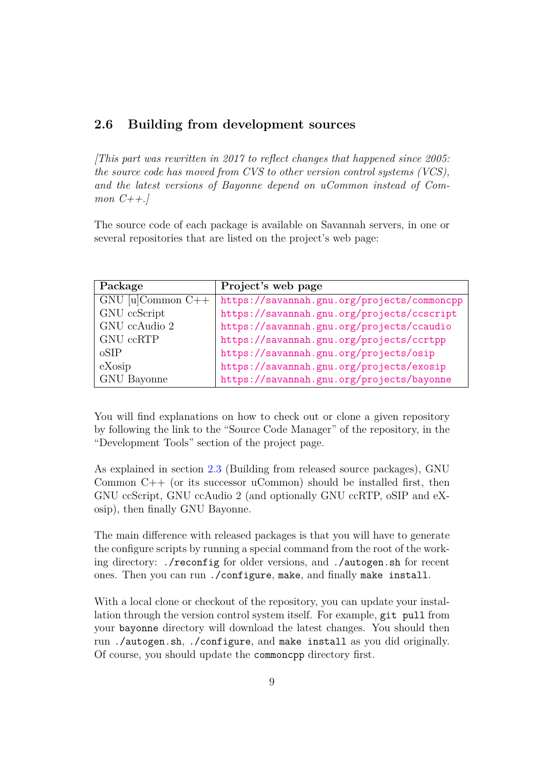## 2.6 Building from development sources

*[This part was rewritten in 2017 to reflect changes that happened since 2005: the source code has moved from CVS to other version control systems (VCS), and the latest versions of Bayonne depend on uCommon instead of Common C++.]*

The source code of each package is available on Savannah servers, in one or several repositories that are listed on the project's web page:

| **Package** | **Project's web page** |
|---|---|
| GNU [u]Common C++ | `https://savannah.gnu.org/projects/commoncpp` |
| GNU ccScript | `https://savannah.gnu.org/projects/ccscript` |
| GNU ccAudio 2 | `https://savannah.gnu.org/projects/ccaudio` |
| GNU ccRTP | `https://savannah.gnu.org/projects/ccrtpp` |
| oSIP | `https://savannah.gnu.org/projects/osip` |
| eXosip | `https://savannah.gnu.org/projects/exosip` |
| GNU Bayonne | `https://savannah.gnu.org/projects/bayonne` |

You will find explanations on how to check out or clone a given repository by following the link to the "Source Code Manager" of the repository, in the "Development Tools" section of the project page.

As explained in section 2.3 (Building from released source packages), GNU Common C++ (or its successor uCommon) should be installed first, then GNU ccScript, GNU ccAudio 2 (and optionally GNU ccRTP, oSIP and eXosip), then finally GNU Bayonne.

The main difference with released packages is that you will have to generate the configure scripts by running a special command from the root of the working directory: `./reconfig` for older versions, and `./autogen.sh` for recent ones. Then you can run `./configure`, `make`, and finally `make install`.

With a local clone or checkout of the repository, you can update your installation through the version control system itself. For example, `git pull` from your `bayonne` directory will download the latest changes. You should then run `./autogen.sh`, `./configure`, and `make install` as you did originally. Of course, you should update the `commoncpp` directory first.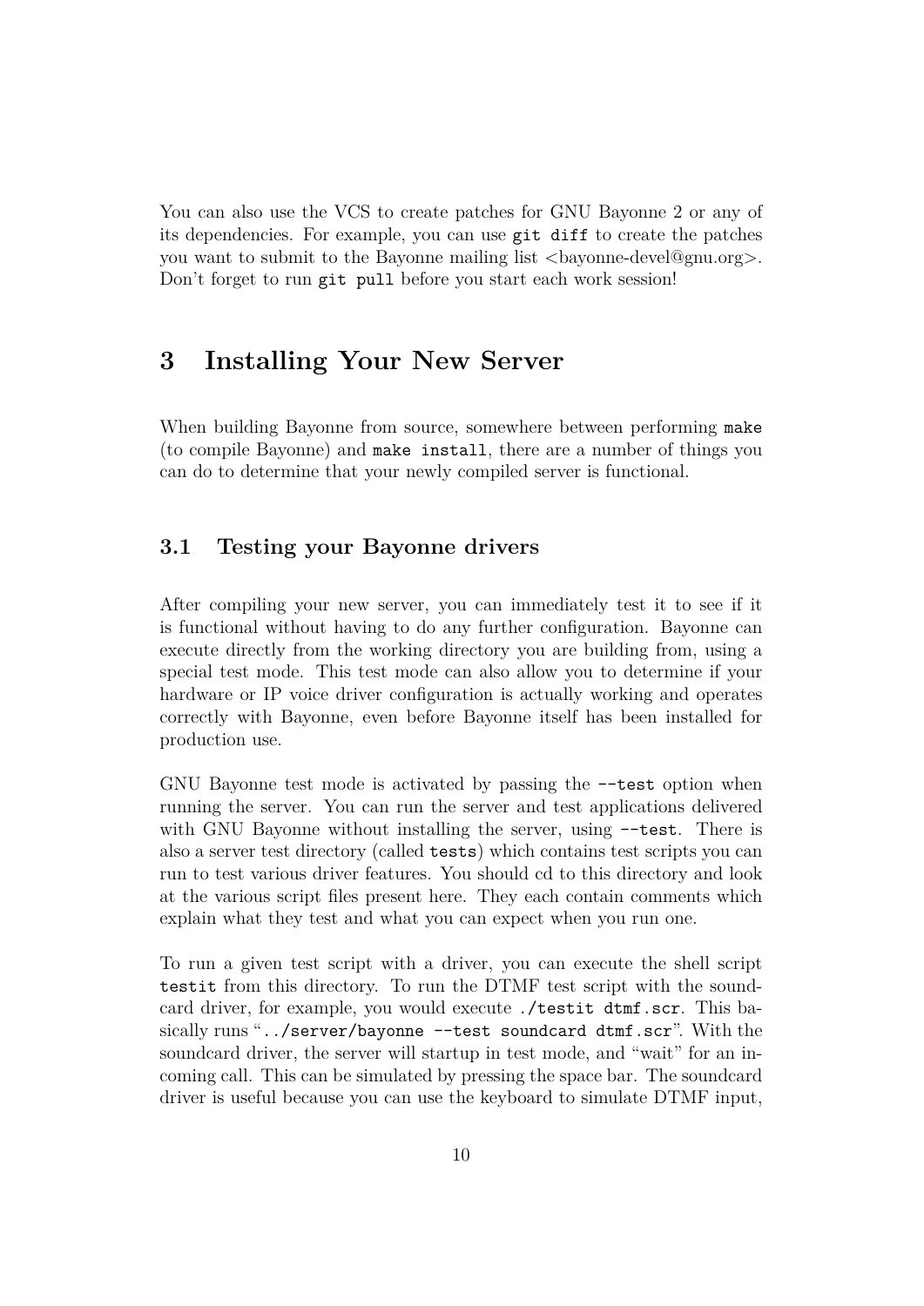You can also use the VCS to create patches for GNU Bayonne 2 or any of its dependencies. For example, you can use `git diff` to create the patches you want to submit to the Bayonne mailing list <bayonne-devel@gnu.org>. Don't forget to run `git pull` before you start each work session!

# 3 Installing Your New Server

When building Bayonne from source, somewhere between performing `make` (to compile Bayonne) and `make install`, there are a number of things you can do to determine that your newly compiled server is functional.

## 3.1 Testing your Bayonne drivers

After compiling your new server, you can immediately test it to see if it is functional without having to do any further configuration. Bayonne can execute directly from the working directory you are building from, using a special test mode. This test mode can also allow you to determine if your hardware or IP voice driver configuration is actually working and operates correctly with Bayonne, even before Bayonne itself has been installed for production use.

GNU Bayonne test mode is activated by passing the `--test` option when running the server. You can run the server and test applications delivered with GNU Bayonne without installing the server, using `--test`. There is also a server test directory (called `tests`) which contains test scripts you can run to test various driver features. You should cd to this directory and look at the various script files present here. They each contain comments which explain what they test and what you can expect when you run one.

To run a given test script with a driver, you can execute the shell script `testit` from this directory. To run the DTMF test script with the soundcard driver, for example, you would execute `./testit dtmf.scr`. This basically runs "`../server/bayonne --test soundcard dtmf.scr`". With the soundcard driver, the server will startup in test mode, and "wait" for an incoming call. This can be simulated by pressing the space bar. The soundcard driver is useful because you can use the keyboard to simulate DTMF input,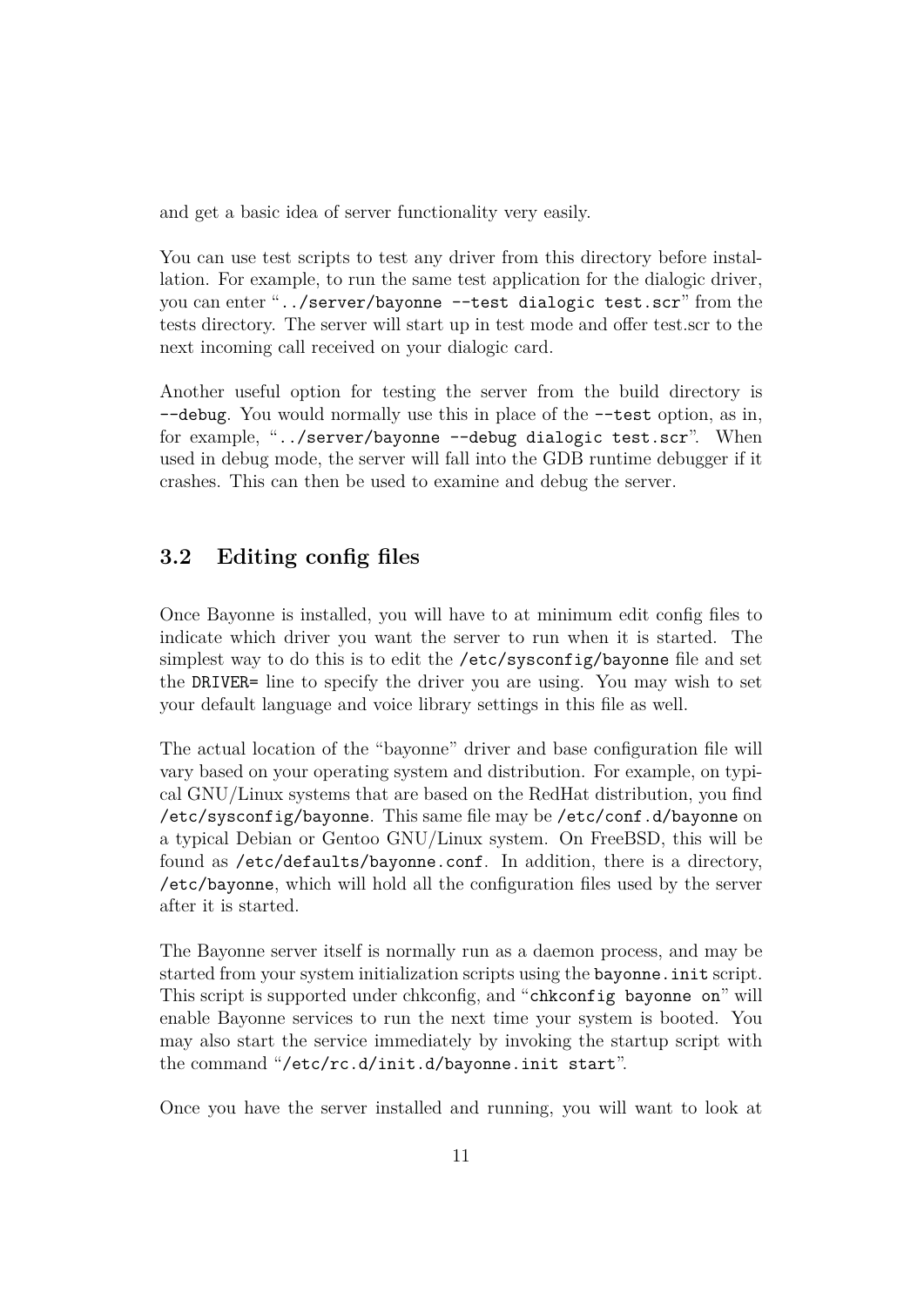and get a basic idea of server functionality very easily.

You can use test scripts to test any driver from this directory before installation. For example, to run the same test application for the dialogic driver, you can enter "`../server/bayonne --test dialogic test.scr`" from the tests directory. The server will start up in test mode and offer test.scr to the next incoming call received on your dialogic card.

Another useful option for testing the server from the build directory is `--debug`. You would normally use this in place of the `--test` option, as in, for example, "`../server/bayonne --debug dialogic test.scr`". When used in debug mode, the server will fall into the GDB runtime debugger if it crashes. This can then be used to examine and debug the server.

## 3.2 Editing config files

Once Bayonne is installed, you will have to at minimum edit config files to indicate which driver you want the server to run when it is started. The simplest way to do this is to edit the `/etc/sysconfig/bayonne` file and set the `DRIVER=` line to specify the driver you are using. You may wish to set your default language and voice library settings in this file as well.

The actual location of the "bayonne" driver and base configuration file will vary based on your operating system and distribution. For example, on typical GNU/Linux systems that are based on the RedHat distribution, you find `/etc/sysconfig/bayonne`. This same file may be `/etc/conf.d/bayonne` on a typical Debian or Gentoo GNU/Linux system. On FreeBSD, this will be found as `/etc/defaults/bayonne.conf`. In addition, there is a directory, `/etc/bayonne`, which will hold all the configuration files used by the server after it is started.

The Bayonne server itself is normally run as a daemon process, and may be started from your system initialization scripts using the `bayonne.init` script. This script is supported under chkconfig, and "`chkconfig bayonne on`" will enable Bayonne services to run the next time your system is booted. You may also start the service immediately by invoking the startup script with the command "`/etc/rc.d/init.d/bayonne.init start`".

Once you have the server installed and running, you will want to look at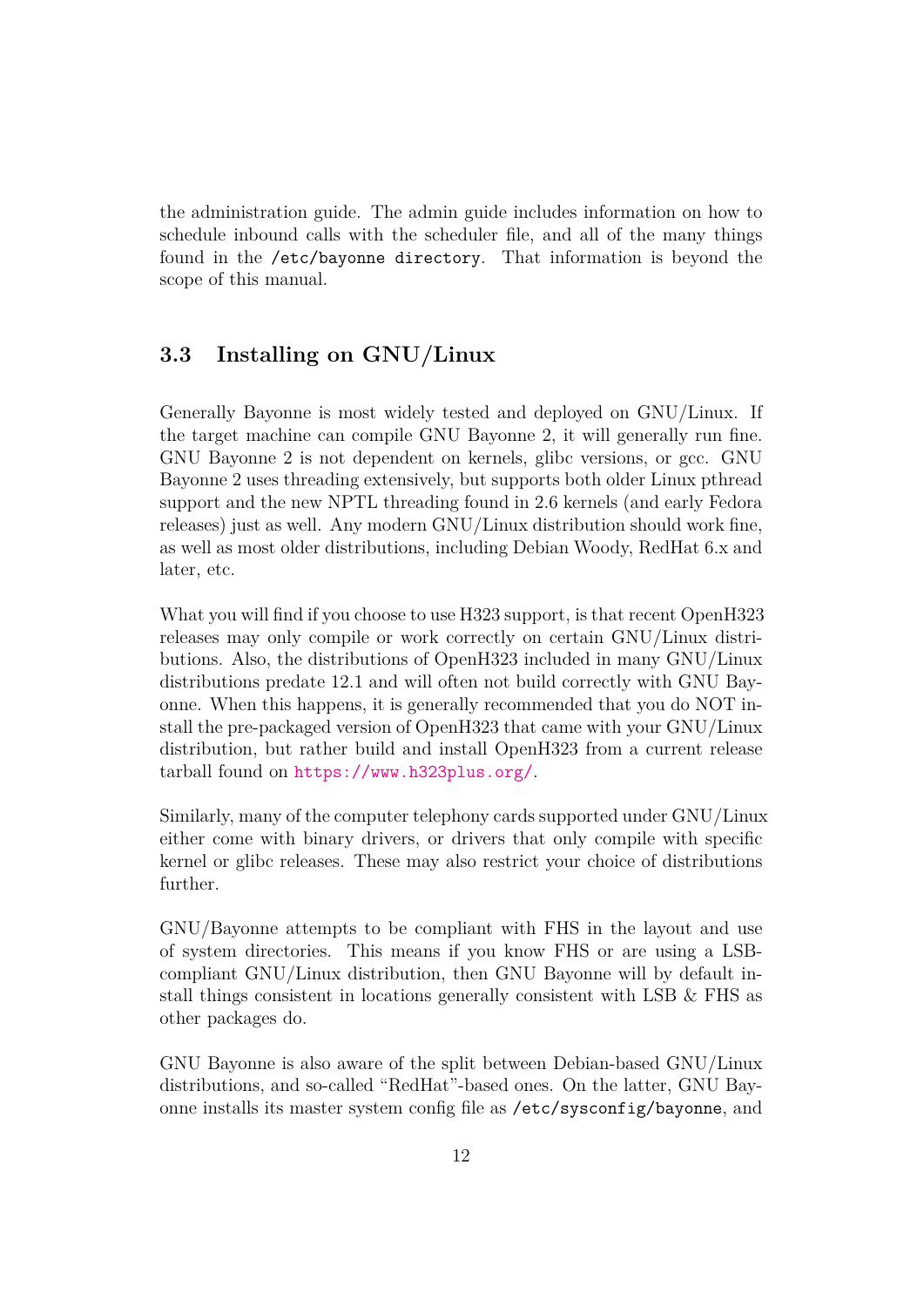the administration guide. The admin guide includes information on how to schedule inbound calls with the scheduler file, and all of the many things found in the `/etc/bayonne directory`. That information is beyond the scope of this manual.

## 3.3 Installing on GNU/Linux

Generally Bayonne is most widely tested and deployed on GNU/Linux. If the target machine can compile GNU Bayonne 2, it will generally run fine. GNU Bayonne 2 is not dependent on kernels, glibc versions, or gcc. GNU Bayonne 2 uses threading extensively, but supports both older Linux pthread support and the new NPTL threading found in 2.6 kernels (and early Fedora releases) just as well. Any modern GNU/Linux distribution should work fine, as well as most older distributions, including Debian Woody, RedHat 6.x and later, etc.

What you will find if you choose to use H323 support, is that recent OpenH323 releases may only compile or work correctly on certain GNU/Linux distributions. Also, the distributions of OpenH323 included in many GNU/Linux distributions predate 12.1 and will often not build correctly with GNU Bayonne. When this happens, it is generally recommended that you do NOT install the pre-packaged version of OpenH323 that came with your GNU/Linux distribution, but rather build and install OpenH323 from a current release tarball found on https://www.h323plus.org/.

Similarly, many of the computer telephony cards supported under GNU/Linux either come with binary drivers, or drivers that only compile with specific kernel or glibc releases. These may also restrict your choice of distributions further.

GNU/Bayonne attempts to be compliant with FHS in the layout and use of system directories. This means if you know FHS or are using a LSB-compliant GNU/Linux distribution, then GNU Bayonne will by default install things consistent in locations generally consistent with LSB & FHS as other packages do.

GNU Bayonne is also aware of the split between Debian-based GNU/Linux distributions, and so-called "RedHat"-based ones. On the latter, GNU Bayonne installs its master system config file as `/etc/sysconfig/bayonne`, and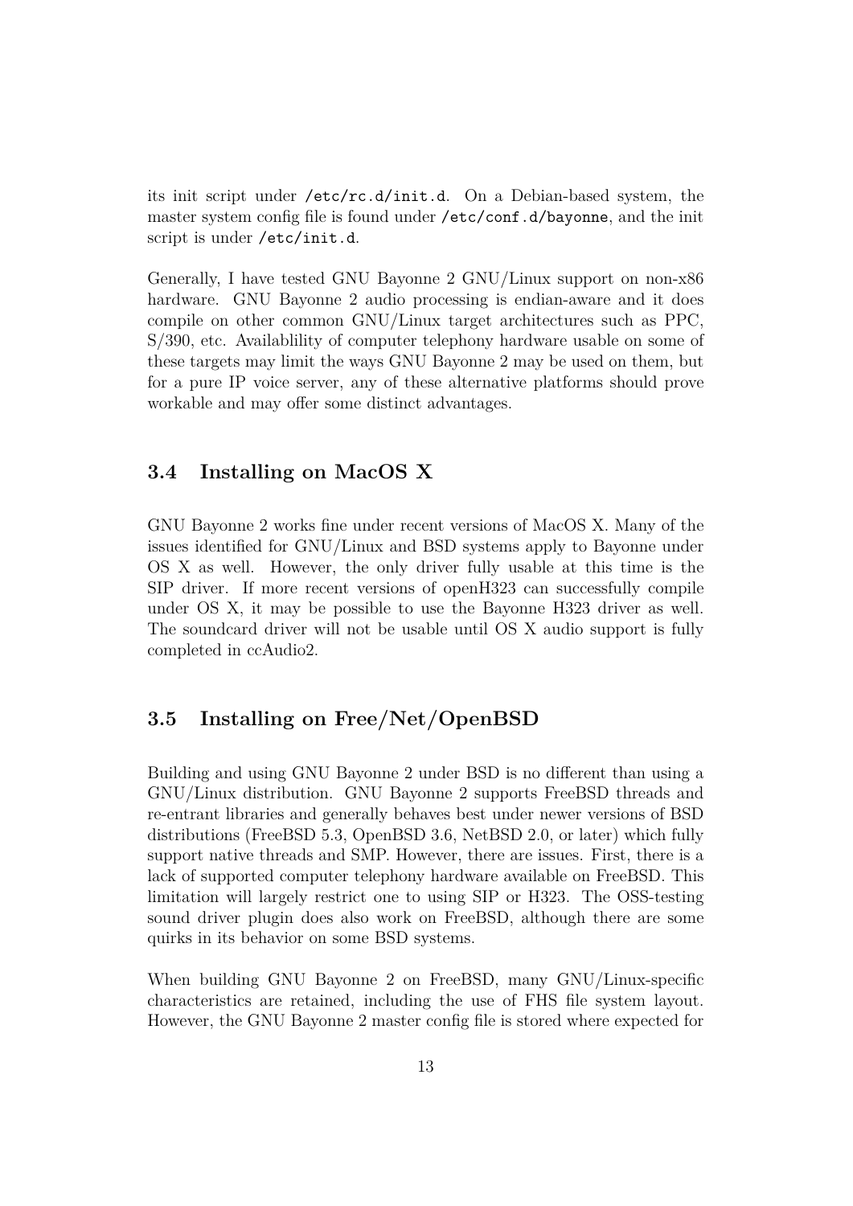its init script under `/etc/rc.d/init.d`. On a Debian-based system, the master system config file is found under `/etc/conf.d/bayonne`, and the init script is under `/etc/init.d`.

Generally, I have tested GNU Bayonne 2 GNU/Linux support on non-x86 hardware. GNU Bayonne 2 audio processing is endian-aware and it does compile on other common GNU/Linux target architectures such as PPC, S/390, etc. Availablility of computer telephony hardware usable on some of these targets may limit the ways GNU Bayonne 2 may be used on them, but for a pure IP voice server, any of these alternative platforms should prove workable and may offer some distinct advantages.

## 3.4 Installing on MacOS X

GNU Bayonne 2 works fine under recent versions of MacOS X. Many of the issues identified for GNU/Linux and BSD systems apply to Bayonne under OS X as well. However, the only driver fully usable at this time is the SIP driver. If more recent versions of openH323 can successfully compile under OS X, it may be possible to use the Bayonne H323 driver as well. The soundcard driver will not be usable until OS X audio support is fully completed in ccAudio2.

## 3.5 Installing on Free/Net/OpenBSD

Building and using GNU Bayonne 2 under BSD is no different than using a GNU/Linux distribution. GNU Bayonne 2 supports FreeBSD threads and re-entrant libraries and generally behaves best under newer versions of BSD distributions (FreeBSD 5.3, OpenBSD 3.6, NetBSD 2.0, or later) which fully support native threads and SMP. However, there are issues. First, there is a lack of supported computer telephony hardware available on FreeBSD. This limitation will largely restrict one to using SIP or H323. The OSS-testing sound driver plugin does also work on FreeBSD, although there are some quirks in its behavior on some BSD systems.

When building GNU Bayonne 2 on FreeBSD, many GNU/Linux-specific characteristics are retained, including the use of FHS file system layout. However, the GNU Bayonne 2 master config file is stored where expected for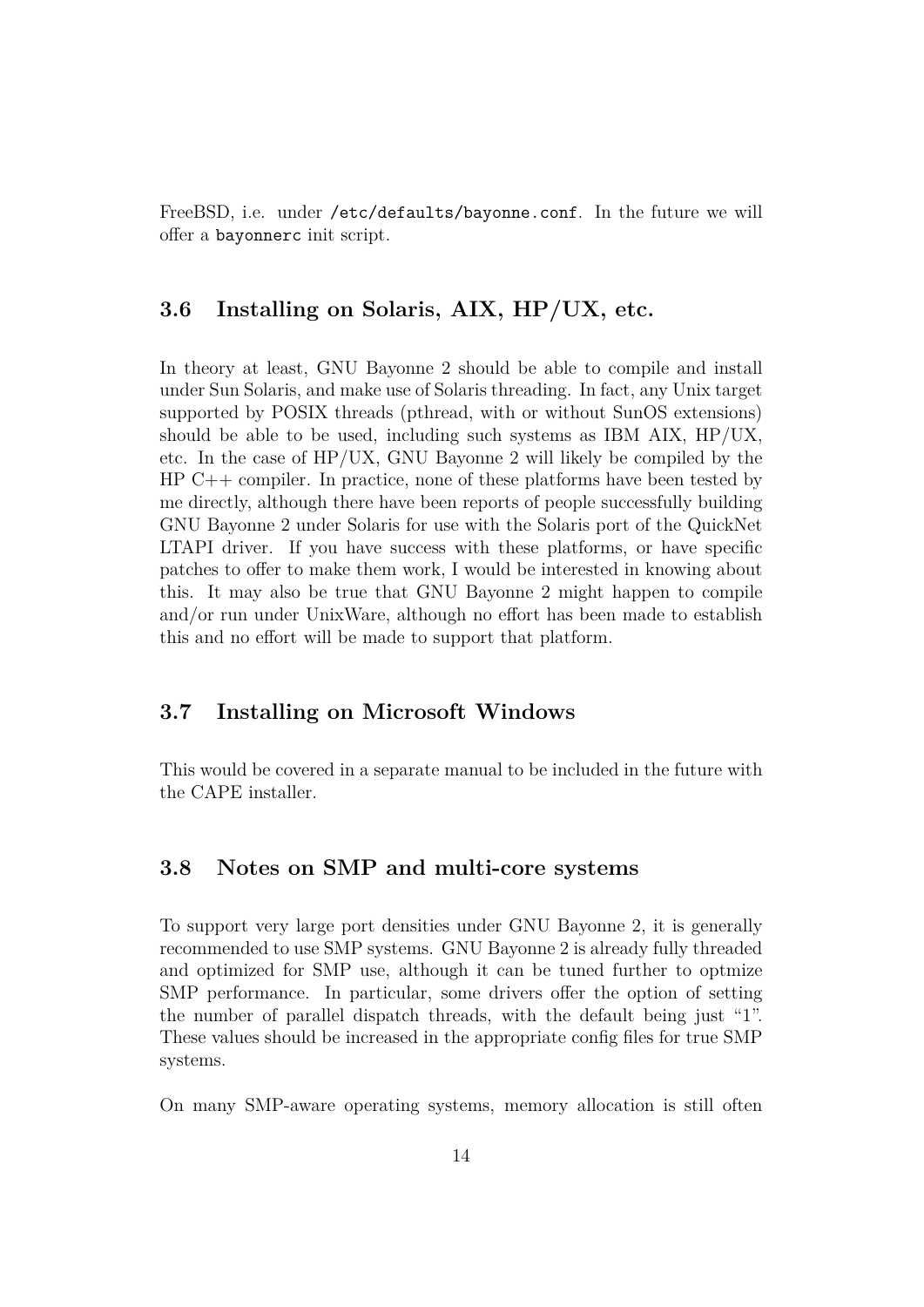FreeBSD, i.e. under `/etc/defaults/bayonne.conf`. In the future we will offer a `bayonnerc` init script.

## 3.6 Installing on Solaris, AIX, HP/UX, etc.

In theory at least, GNU Bayonne 2 should be able to compile and install under Sun Solaris, and make use of Solaris threading. In fact, any Unix target supported by POSIX threads (pthread, with or without SunOS extensions) should be able to be used, including such systems as IBM AIX, HP/UX, etc. In the case of HP/UX, GNU Bayonne 2 will likely be compiled by the HP C++ compiler. In practice, none of these platforms have been tested by me directly, although there have been reports of people successfully building GNU Bayonne 2 under Solaris for use with the Solaris port of the QuickNet LTAPI driver. If you have success with these platforms, or have specific patches to offer to make them work, I would be interested in knowing about this. It may also be true that GNU Bayonne 2 might happen to compile and/or run under UnixWare, although no effort has been made to establish this and no effort will be made to support that platform.

## 3.7 Installing on Microsoft Windows

This would be covered in a separate manual to be included in the future with the CAPE installer.

## 3.8 Notes on SMP and multi-core systems

To support very large port densities under GNU Bayonne 2, it is generally recommended to use SMP systems. GNU Bayonne 2 is already fully threaded and optimized for SMP use, although it can be tuned further to optmize SMP performance. In particular, some drivers offer the option of setting the number of parallel dispatch threads, with the default being just "1". These values should be increased in the appropriate config files for true SMP systems.

On many SMP-aware operating systems, memory allocation is still often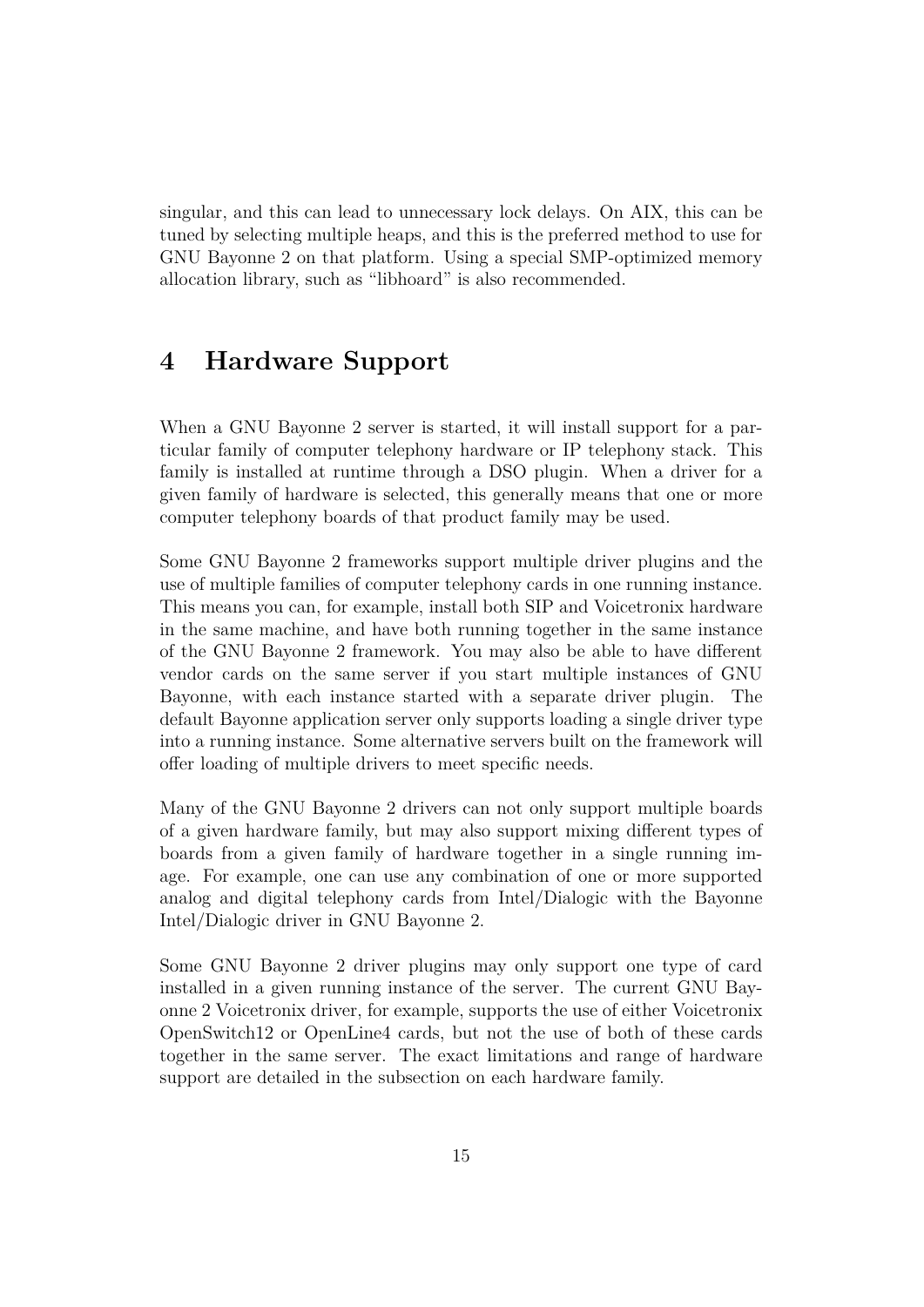singular, and this can lead to unnecessary lock delays. On AIX, this can be tuned by selecting multiple heaps, and this is the preferred method to use for GNU Bayonne 2 on that platform. Using a special SMP-optimized memory allocation library, such as "libhoard" is also recommended.

# 4 Hardware Support

When a GNU Bayonne 2 server is started, it will install support for a particular family of computer telephony hardware or IP telephony stack. This family is installed at runtime through a DSO plugin. When a driver for a given family of hardware is selected, this generally means that one or more computer telephony boards of that product family may be used.

Some GNU Bayonne 2 frameworks support multiple driver plugins and the use of multiple families of computer telephony cards in one running instance. This means you can, for example, install both SIP and Voicetronix hardware in the same machine, and have both running together in the same instance of the GNU Bayonne 2 framework. You may also be able to have different vendor cards on the same server if you start multiple instances of GNU Bayonne, with each instance started with a separate driver plugin. The default Bayonne application server only supports loading a single driver type into a running instance. Some alternative servers built on the framework will offer loading of multiple drivers to meet specific needs.

Many of the GNU Bayonne 2 drivers can not only support multiple boards of a given hardware family, but may also support mixing different types of boards from a given family of hardware together in a single running image. For example, one can use any combination of one or more supported analog and digital telephony cards from Intel/Dialogic with the Bayonne Intel/Dialogic driver in GNU Bayonne 2.

Some GNU Bayonne 2 driver plugins may only support one type of card installed in a given running instance of the server. The current GNU Bayonne 2 Voicetronix driver, for example, supports the use of either Voicetronix OpenSwitch12 or OpenLine4 cards, but not the use of both of these cards together in the same server. The exact limitations and range of hardware support are detailed in the subsection on each hardware family.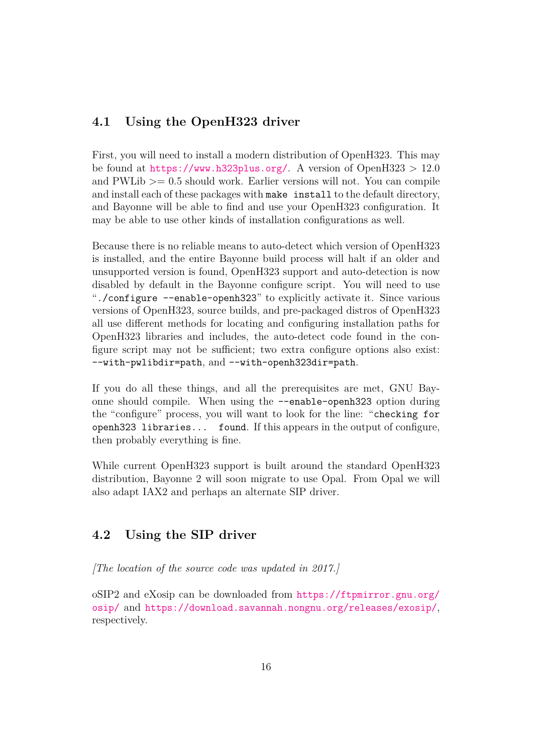## 4.1 Using the OpenH323 driver

First, you will need to install a modern distribution of OpenH323. This may be found at https://www.h323plus.org/. A version of OpenH323 > 12.0 and PWLib >= 0.5 should work. Earlier versions will not. You can compile and install each of these packages with `make install` to the default directory, and Bayonne will be able to find and use your OpenH323 configuration. It may be able to use other kinds of installation configurations as well.

Because there is no reliable means to auto-detect which version of OpenH323 is installed, and the entire Bayonne build process will halt if an older and unsupported version is found, OpenH323 support and auto-detection is now disabled by default in the Bayonne configure script. You will need to use "`./configure --enable-openh323`" to explicitly activate it. Since various versions of OpenH323, source builds, and pre-packaged distros of OpenH323 all use different methods for locating and configuring installation paths for OpenH323 libraries and includes, the auto-detect code found in the configure script may not be sufficient; two extra configure options also exist: `--with-pwlibdir=path`, and `--with-openh323dir=path`.

If you do all these things, and all the prerequisites are met, GNU Bayonne should compile. When using the `--enable-openh323` option during the "configure" process, you will want to look for the line: "`checking for openh323 libraries... found`". If this appears in the output of configure, then probably everything is fine.

While current OpenH323 support is built around the standard OpenH323 distribution, Bayonne 2 will soon migrate to use Opal. From Opal we will also adapt IAX2 and perhaps an alternate SIP driver.

## 4.2 Using the SIP driver

*[The location of the source code was updated in 2017.]*

oSIP2 and eXosip can be downloaded from https://ftpmirror.gnu.org/osip/ and https://download.savannah.nongnu.org/releases/exosip/, respectively.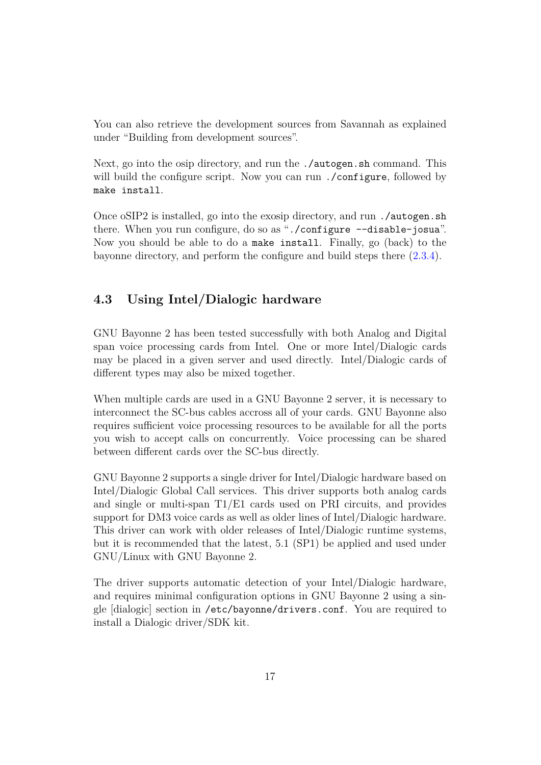You can also retrieve the development sources from Savannah as explained under "Building from development sources".

Next, go into the osip directory, and run the `./autogen.sh` command. This will build the configure script. Now you can run `./configure`, followed by `make install`.

Once oSIP2 is installed, go into the exosip directory, and run `./autogen.sh` there. When you run configure, do so as "`./configure --disable-josua`". Now you should be able to do a `make install`. Finally, go (back) to the bayonne directory, and perform the configure and build steps there (2.3.4).

## 4.3 Using Intel/Dialogic hardware

GNU Bayonne 2 has been tested successfully with both Analog and Digital span voice processing cards from Intel. One or more Intel/Dialogic cards may be placed in a given server and used directly. Intel/Dialogic cards of different types may also be mixed together.

When multiple cards are used in a GNU Bayonne 2 server, it is necessary to interconnect the SC-bus cables accross all of your cards. GNU Bayonne also requires sufficient voice processing resources to be available for all the ports you wish to accept calls on concurrently. Voice processing can be shared between different cards over the SC-bus directly.

GNU Bayonne 2 supports a single driver for Intel/Dialogic hardware based on Intel/Dialogic Global Call services. This driver supports both analog cards and single or multi-span T1/E1 cards used on PRI circuits, and provides support for DM3 voice cards as well as older lines of Intel/Dialogic hardware. This driver can work with older releases of Intel/Dialogic runtime systems, but it is recommended that the latest, 5.1 (SP1) be applied and used under GNU/Linux with GNU Bayonne 2.

The driver supports automatic detection of your Intel/Dialogic hardware, and requires minimal configuration options in GNU Bayonne 2 using a single [dialogic] section in `/etc/bayonne/drivers.conf`. You are required to install a Dialogic driver/SDK kit.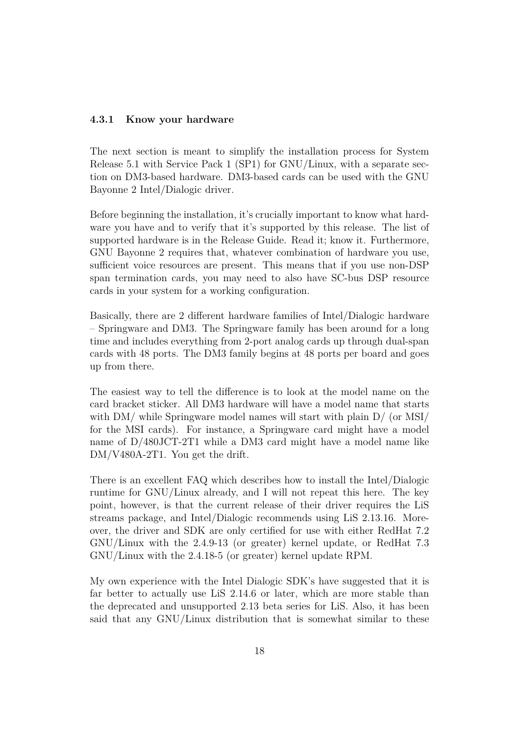### 4.3.1 Know your hardware

The next section is meant to simplify the installation process for System Release 5.1 with Service Pack 1 (SP1) for GNU/Linux, with a separate section on DM3-based hardware. DM3-based cards can be used with the GNU Bayonne 2 Intel/Dialogic driver.

Before beginning the installation, it's crucially important to know what hardware you have and to verify that it's supported by this release. The list of supported hardware is in the Release Guide. Read it; know it. Furthermore, GNU Bayonne 2 requires that, whatever combination of hardware you use, sufficient voice resources are present. This means that if you use non-DSP span termination cards, you may need to also have SC-bus DSP resource cards in your system for a working configuration.

Basically, there are 2 different hardware families of Intel/Dialogic hardware – Springware and DM3. The Springware family has been around for a long time and includes everything from 2-port analog cards up through dual-span cards with 48 ports. The DM3 family begins at 48 ports per board and goes up from there.

The easiest way to tell the difference is to look at the model name on the card bracket sticker. All DM3 hardware will have a model name that starts with DM/ while Springware model names will start with plain D/ (or MSI/ for the MSI cards). For instance, a Springware card might have a model name of D/480JCT-2T1 while a DM3 card might have a model name like DM/V480A-2T1. You get the drift.

There is an excellent FAQ which describes how to install the Intel/Dialogic runtime for GNU/Linux already, and I will not repeat this here. The key point, however, is that the current release of their driver requires the LiS streams package, and Intel/Dialogic recommends using LiS 2.13.16. Moreover, the driver and SDK are only certified for use with either RedHat 7.2 GNU/Linux with the 2.4.9-13 (or greater) kernel update, or RedHat 7.3 GNU/Linux with the 2.4.18-5 (or greater) kernel update RPM.

My own experience with the Intel Dialogic SDK's have suggested that it is far better to actually use LiS 2.14.6 or later, which are more stable than the deprecated and unsupported 2.13 beta series for LiS. Also, it has been said that any GNU/Linux distribution that is somewhat similar to these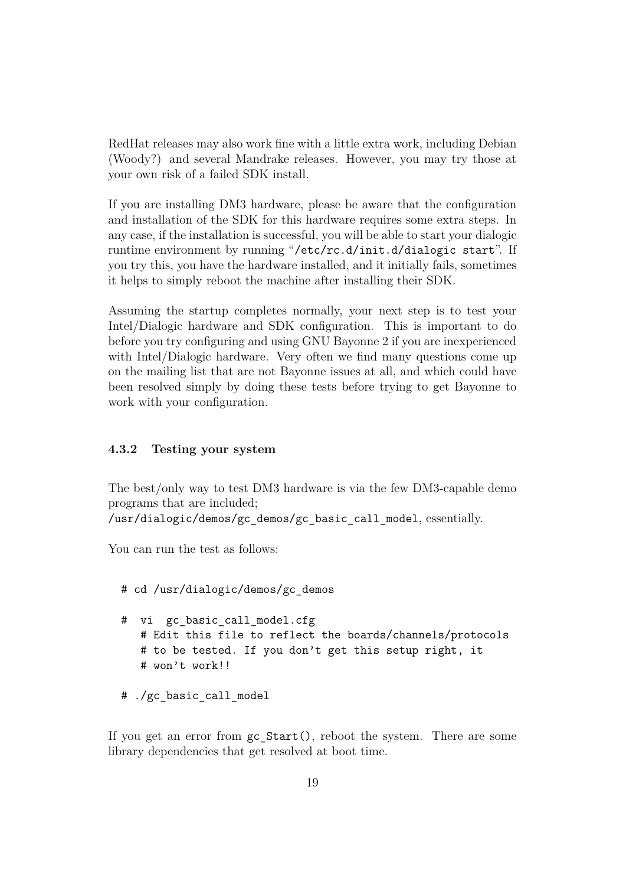RedHat releases may also work fine with a little extra work, including Debian (Woody?) and several Mandrake releases. However, you may try those at your own risk of a failed SDK install.

If you are installing DM3 hardware, please be aware that the configuration and installation of the SDK for this hardware requires some extra steps. In any case, if the installation is successful, you will be able to start your dialogic runtime environment by running "`/etc/rc.d/init.d/dialogic start`". If you try this, you have the hardware installed, and it initially fails, sometimes it helps to simply reboot the machine after installing their SDK.

Assuming the startup completes normally, your next step is to test your Intel/Dialogic hardware and SDK configuration. This is important to do before you try configuring and using GNU Bayonne 2 if you are inexperienced with Intel/Dialogic hardware. Very often we find many questions come up on the mailing list that are not Bayonne issues at all, and which could have been resolved simply by doing these tests before trying to get Bayonne to work with your configuration.

#### 4.3.2 Testing your system

The best/only way to test DM3 hardware is via the few DM3-capable demo programs that are included;
`/usr/dialogic/demos/gc_demos/gc_basic_call_model`, essentially.

You can run the test as follows:

```
# cd /usr/dialogic/demos/gc_demos

#  vi  gc_basic_call_model.cfg
   # Edit this file to reflect the boards/channels/protocols
   # to be tested. If you don't get this setup right, it
   # won't work!!

# ./gc_basic_call_model
```

If you get an error from `gc_Start()`, reboot the system. There are some library dependencies that get resolved at boot time.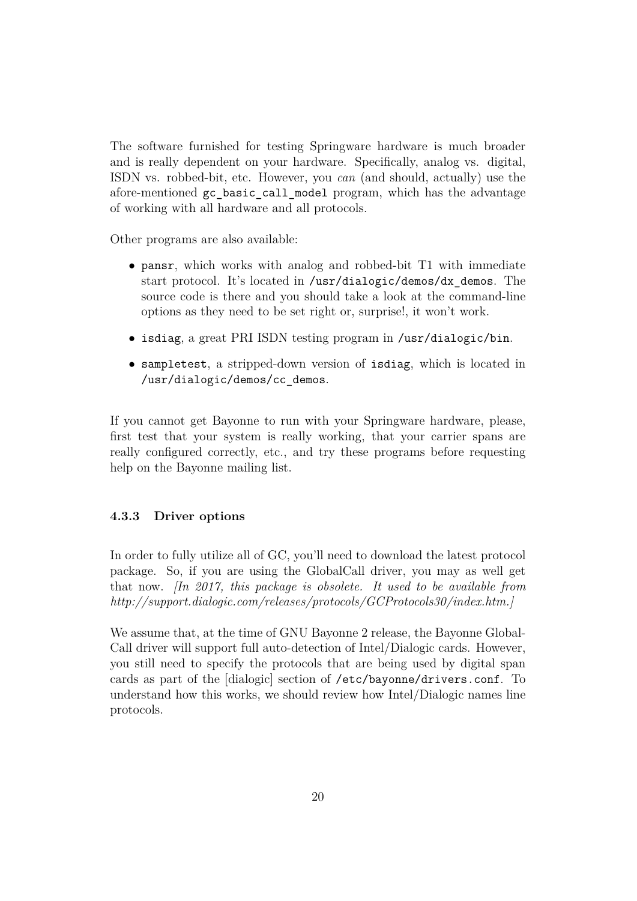The software furnished for testing Springware hardware is much broader and is really dependent on your hardware. Specifically, analog vs. digital, ISDN vs. robbed-bit, etc. However, you *can* (and should, actually) use the afore-mentioned `gc_basic_call_model` program, which has the advantage of working with all hardware and all protocols.

Other programs are also available:

- `pansr`, which works with analog and robbed-bit T1 with immediate start protocol. It's located in `/usr/dialogic/demos/dx_demos`. The source code is there and you should take a look at the command-line options as they need to be set right or, surprise!, it won't work.
- `isdiag`, a great PRI ISDN testing program in `/usr/dialogic/bin`.
- `sampletest`, a stripped-down version of `isdiag`, which is located in `/usr/dialogic/demos/cc_demos`.

If you cannot get Bayonne to run with your Springware hardware, please, first test that your system is really working, that your carrier spans are really configured correctly, etc., and try these programs before requesting help on the Bayonne mailing list.

### 4.3.3 Driver options

In order to fully utilize all of GC, you'll need to download the latest protocol package. So, if you are using the GlobalCall driver, you may as well get that now. *[In 2017, this package is obsolete. It used to be available from http://support.dialogic.com/releases/protocols/GCProtocols30/index.htm.]*

We assume that, at the time of GNU Bayonne 2 release, the Bayonne GlobalCall driver will support full auto-detection of Intel/Dialogic cards. However, you still need to specify the protocols that are being used by digital span cards as part of the [dialogic] section of `/etc/bayonne/drivers.conf`. To understand how this works, we should review how Intel/Dialogic names line protocols.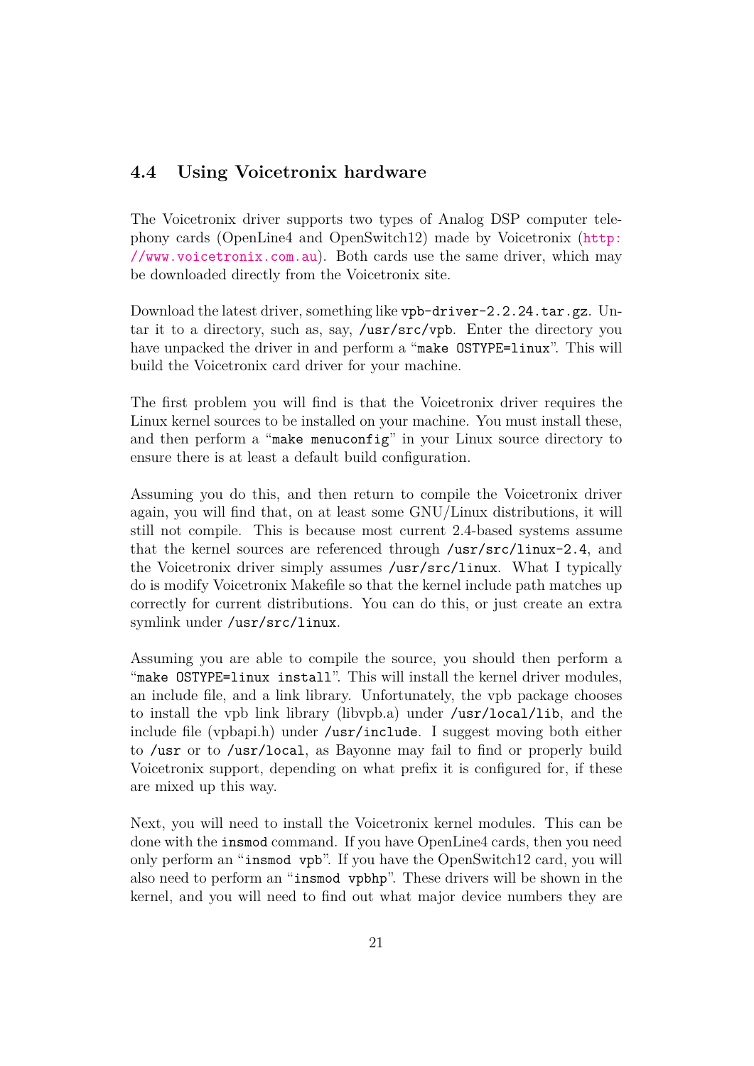### 4.4 Using Voicetronix hardware

The Voicetronix driver supports two types of Analog DSP computer telephony cards (OpenLine4 and OpenSwitch12) made by Voicetronix (http://www.voicetronix.com.au). Both cards use the same driver, which may be downloaded directly from the Voicetronix site.

Download the latest driver, something like `vpb-driver-2.2.24.tar.gz`. Untar it to a directory, such as, say, `/usr/src/vpb`. Enter the directory you have unpacked the driver in and perform a "`make OSTYPE=linux`". This will build the Voicetronix card driver for your machine.

The first problem you will find is that the Voicetronix driver requires the Linux kernel sources to be installed on your machine. You must install these, and then perform a "`make menuconfig`" in your Linux source directory to ensure there is at least a default build configuration.

Assuming you do this, and then return to compile the Voicetronix driver again, you will find that, on at least some GNU/Linux distributions, it will still not compile. This is because most current 2.4-based systems assume that the kernel sources are referenced through `/usr/src/linux-2.4`, and the Voicetronix driver simply assumes `/usr/src/linux`. What I typically do is modify Voicetronix Makefile so that the kernel include path matches up correctly for current distributions. You can do this, or just create an extra symlink under `/usr/src/linux`.

Assuming you are able to compile the source, you should then perform a "`make OSTYPE=linux install`". This will install the kernel driver modules, an include file, and a link library. Unfortunately, the vpb package chooses to install the vpb link library (libvpb.a) under `/usr/local/lib`, and the include file (vpbapi.h) under `/usr/include`. I suggest moving both either to `/usr` or to `/usr/local`, as Bayonne may fail to find or properly build Voicetronix support, depending on what prefix it is configured for, if these are mixed up this way.

Next, you will need to install the Voicetronix kernel modules. This can be done with the `insmod` command. If you have OpenLine4 cards, then you need only perform an "`insmod vpb`". If you have the OpenSwitch12 card, you will also need to perform an "`insmod vpbhp`". These drivers will be shown in the kernel, and you will need to find out what major device numbers they are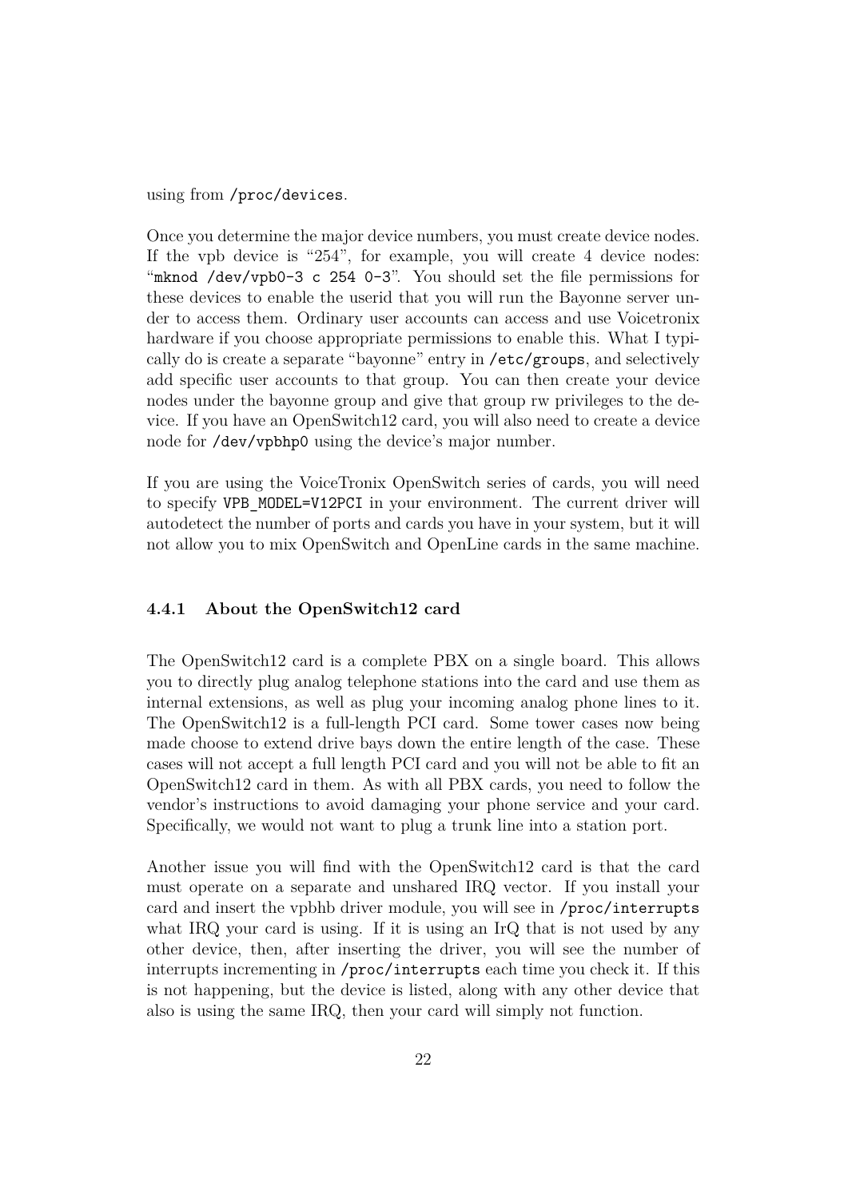using from `/proc/devices`.

Once you determine the major device numbers, you must create device nodes. If the vpb device is "254", for example, you will create 4 device nodes: "`mknod /dev/vpb0-3 c 254 0-3`". You should set the file permissions for these devices to enable the userid that you will run the Bayonne server under to access them. Ordinary user accounts can access and use Voicetronix hardware if you choose appropriate permissions to enable this. What I typically do is create a separate "bayonne" entry in `/etc/groups`, and selectively add specific user accounts to that group. You can then create your device nodes under the bayonne group and give that group rw privileges to the device. If you have an OpenSwitch12 card, you will also need to create a device node for `/dev/vpbhp0` using the device's major number.

If you are using the VoiceTronix OpenSwitch series of cards, you will need to specify `VPB_MODEL=V12PCI` in your environment. The current driver will autodetect the number of ports and cards you have in your system, but it will not allow you to mix OpenSwitch and OpenLine cards in the same machine.

### 4.4.1 About the OpenSwitch12 card

The OpenSwitch12 card is a complete PBX on a single board. This allows you to directly plug analog telephone stations into the card and use them as internal extensions, as well as plug your incoming analog phone lines to it. The OpenSwitch12 is a full-length PCI card. Some tower cases now being made choose to extend drive bays down the entire length of the case. These cases will not accept a full length PCI card and you will not be able to fit an OpenSwitch12 card in them. As with all PBX cards, you need to follow the vendor's instructions to avoid damaging your phone service and your card. Specifically, we would not want to plug a trunk line into a station port.

Another issue you will find with the OpenSwitch12 card is that the card must operate on a separate and unshared IRQ vector. If you install your card and insert the vpbhb driver module, you will see in `/proc/interrupts` what IRQ your card is using. If it is using an IrQ that is not used by any other device, then, after inserting the driver, you will see the number of interrupts incrementing in `/proc/interrupts` each time you check it. If this is not happening, but the device is listed, along with any other device that also is using the same IRQ, then your card will simply not function.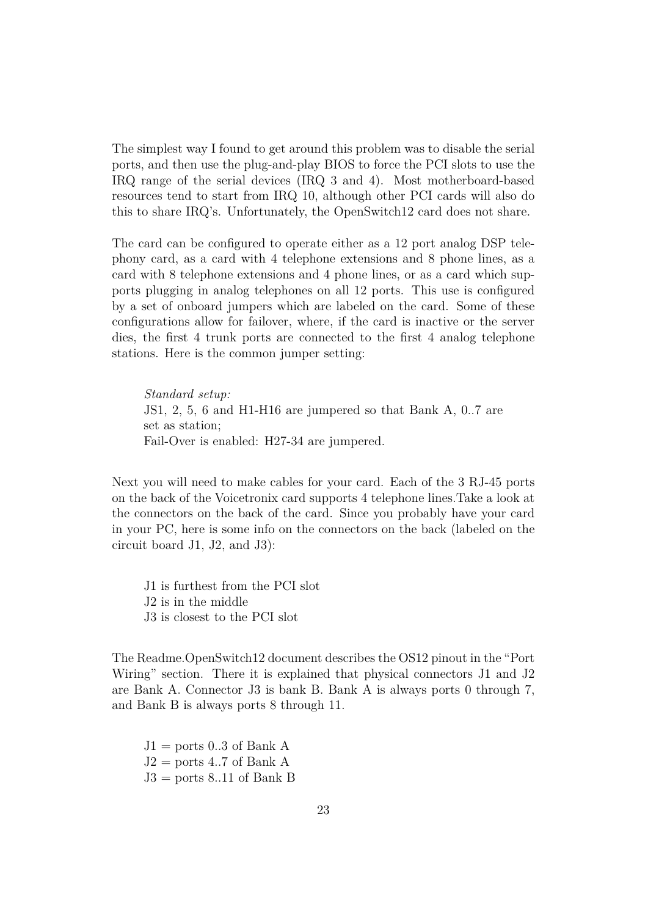The simplest way I found to get around this problem was to disable the serial ports, and then use the plug-and-play BIOS to force the PCI slots to use the IRQ range of the serial devices (IRQ 3 and 4). Most motherboard-based resources tend to start from IRQ 10, although other PCI cards will also do this to share IRQ's. Unfortunately, the OpenSwitch12 card does not share.

The card can be configured to operate either as a 12 port analog DSP telephony card, as a card with 4 telephone extensions and 8 phone lines, as a card with 8 telephone extensions and 4 phone lines, or as a card which supports plugging in analog telephones on all 12 ports. This use is configured by a set of onboard jumpers which are labeled on the card. Some of these configurations allow for failover, where, if the card is inactive or the server dies, the first 4 trunk ports are connected to the first 4 analog telephone stations. Here is the common jumper setting:

> *Standard setup:*
> JS1, 2, 5, 6 and H1-H16 are jumpered so that Bank A, 0..7 are set as station;
> Fail-Over is enabled: H27-34 are jumpered.

Next you will need to make cables for your card. Each of the 3 RJ-45 ports on the back of the Voicetronix card supports 4 telephone lines.Take a look at the connectors on the back of the card. Since you probably have your card in your PC, here is some info on the connectors on the back (labeled on the circuit board J1, J2, and J3):

> J1 is furthest from the PCI slot
> J2 is in the middle
> J3 is closest to the PCI slot

The Readme.OpenSwitch12 document describes the OS12 pinout in the "Port Wiring" section. There it is explained that physical connectors J1 and J2 are Bank A. Connector J3 is bank B. Bank A is always ports 0 through 7, and Bank B is always ports 8 through 11.

> J1 = ports 0..3 of Bank A
> J2 = ports 4..7 of Bank A
> J3 = ports 8..11 of Bank B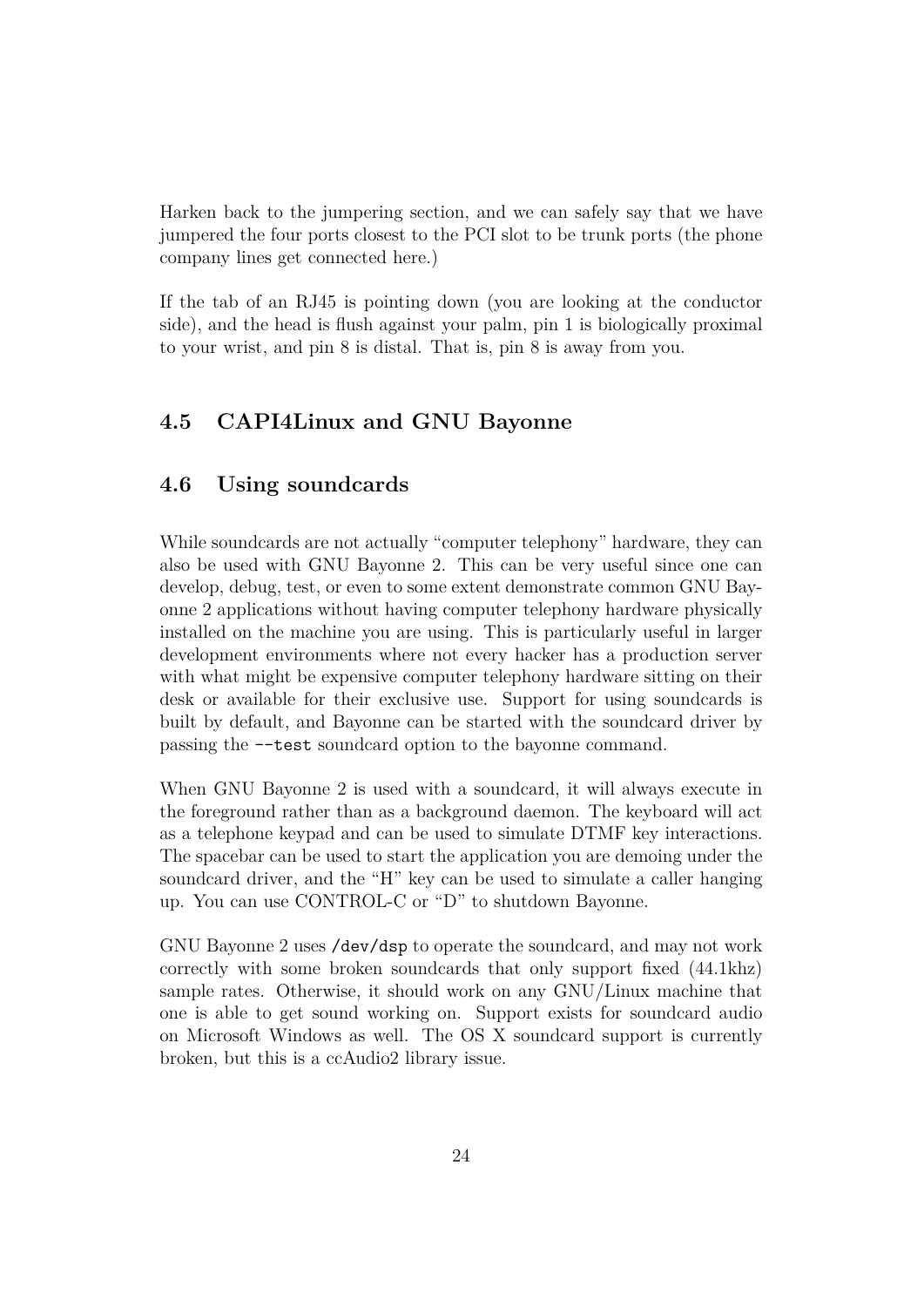Harken back to the jumpering section, and we can safely say that we have jumpered the four ports closest to the PCI slot to be trunk ports (the phone company lines get connected here.)

If the tab of an RJ45 is pointing down (you are looking at the conductor side), and the head is flush against your palm, pin 1 is biologically proximal to your wrist, and pin 8 is distal. That is, pin 8 is away from you.

## 4.5 CAPI4Linux and GNU Bayonne

## 4.6 Using soundcards

While soundcards are not actually "computer telephony" hardware, they can also be used with GNU Bayonne 2. This can be very useful since one can develop, debug, test, or even to some extent demonstrate common GNU Bayonne 2 applications without having computer telephony hardware physically installed on the machine you are using. This is particularly useful in larger development environments where not every hacker has a production server with what might be expensive computer telephony hardware sitting on their desk or available for their exclusive use. Support for using soundcards is built by default, and Bayonne can be started with the soundcard driver by passing the `--test` soundcard option to the bayonne command.

When GNU Bayonne 2 is used with a soundcard, it will always execute in the foreground rather than as a background daemon. The keyboard will act as a telephone keypad and can be used to simulate DTMF key interactions. The spacebar can be used to start the application you are demoing under the soundcard driver, and the "H" key can be used to simulate a caller hanging up. You can use CONTROL-C or "D" to shutdown Bayonne.

GNU Bayonne 2 uses `/dev/dsp` to operate the soundcard, and may not work correctly with some broken soundcards that only support fixed (44.1khz) sample rates. Otherwise, it should work on any GNU/Linux machine that one is able to get sound working on. Support exists for soundcard audio on Microsoft Windows as well. The OS X soundcard support is currently broken, but this is a ccAudio2 library issue.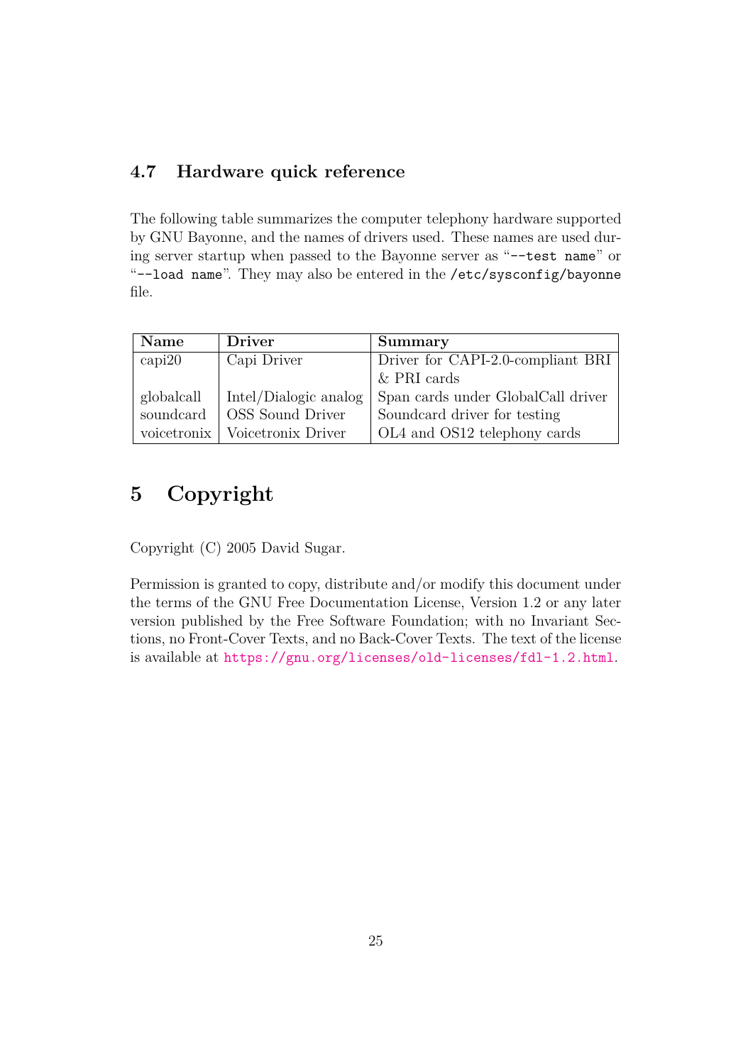### 4.7 Hardware quick reference

The following table summarizes the computer telephony hardware supported by GNU Bayonne, and the names of drivers used. These names are used during server startup when passed to the Bayonne server as "`--test name`" or "`--load name`". They may also be entered in the `/etc/sysconfig/bayonne` file.

| Name | Driver | Summary |
|---|---|---|
| capi20 | Capi Driver | Driver for CAPI-2.0-compliant BRI & PRI cards |
| globalcall | Intel/Dialogic analog | Span cards under GlobalCall driver |
| soundcard | OSS Sound Driver | Soundcard driver for testing |
| voicetronix | Voicetronix Driver | OL4 and OS12 telephony cards |

## 5 Copyright

Copyright (C) 2005 David Sugar.

Permission is granted to copy, distribute and/or modify this document under the terms of the GNU Free Documentation License, Version 1.2 or any later version published by the Free Software Foundation; with no Invariant Sections, no Front-Cover Texts, and no Back-Cover Texts. The text of the license is available at https://gnu.org/licenses/old-licenses/fdl-1.2.html.